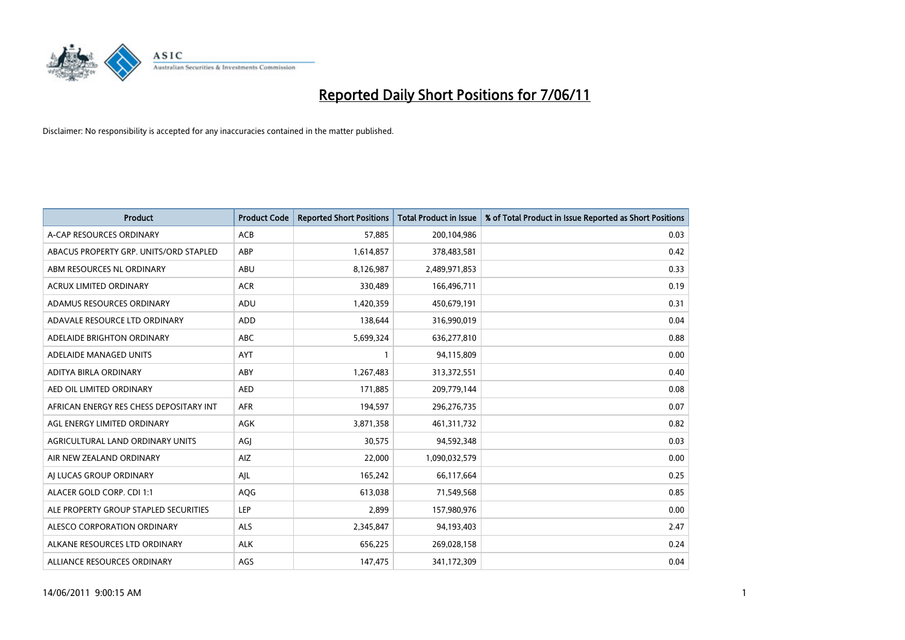# Reported Daily Short Positions for 7/06/11

Disclaimer: No responsibility is accepted for any inaccuracies contained in the matter published.

| Product | Product Code | Reported Short Positions | Total Product in Issue | % of Total Product in Issue Reported as Short Positions |
|---|---|---|---|---|
| A-CAP RESOURCES ORDINARY | ACB | 57,885 | 200,104,986 | 0.03 |
| ABACUS PROPERTY GRP. UNITS/ORD STAPLED | ABP | 1,614,857 | 378,483,581 | 0.42 |
| ABM RESOURCES NL ORDINARY | ABU | 8,126,987 | 2,489,971,853 | 0.33 |
| ACRUX LIMITED ORDINARY | ACR | 330,489 | 166,496,711 | 0.19 |
| ADAMUS RESOURCES ORDINARY | ADU | 1,420,359 | 450,679,191 | 0.31 |
| ADAVALE RESOURCE LTD ORDINARY | ADD | 138,644 | 316,990,019 | 0.04 |
| ADELAIDE BRIGHTON ORDINARY | ABC | 5,699,324 | 636,277,810 | 0.88 |
| ADELAIDE MANAGED UNITS | AYT | 1 | 94,115,809 | 0.00 |
| ADITYA BIRLA ORDINARY | ABY | 1,267,483 | 313,372,551 | 0.40 |
| AED OIL LIMITED ORDINARY | AED | 171,885 | 209,779,144 | 0.08 |
| AFRICAN ENERGY RES CHESS DEPOSITARY INT | AFR | 194,597 | 296,276,735 | 0.07 |
| AGL ENERGY LIMITED ORDINARY | AGK | 3,871,358 | 461,311,732 | 0.82 |
| AGRICULTURAL LAND ORDINARY UNITS | AGJ | 30,575 | 94,592,348 | 0.03 |
| AIR NEW ZEALAND ORDINARY | AIZ | 22,000 | 1,090,032,579 | 0.00 |
| AJ LUCAS GROUP ORDINARY | AJL | 165,242 | 66,117,664 | 0.25 |
| ALACER GOLD CORP. CDI 1:1 | AQG | 613,038 | 71,549,568 | 0.85 |
| ALE PROPERTY GROUP STAPLED SECURITIES | LEP | 2,899 | 157,980,976 | 0.00 |
| ALESCO CORPORATION ORDINARY | ALS | 2,345,847 | 94,193,403 | 2.47 |
| ALKANE RESOURCES LTD ORDINARY | ALK | 656,225 | 269,028,158 | 0.24 |
| ALLIANCE RESOURCES ORDINARY | AGS | 147,475 | 341,172,309 | 0.04 |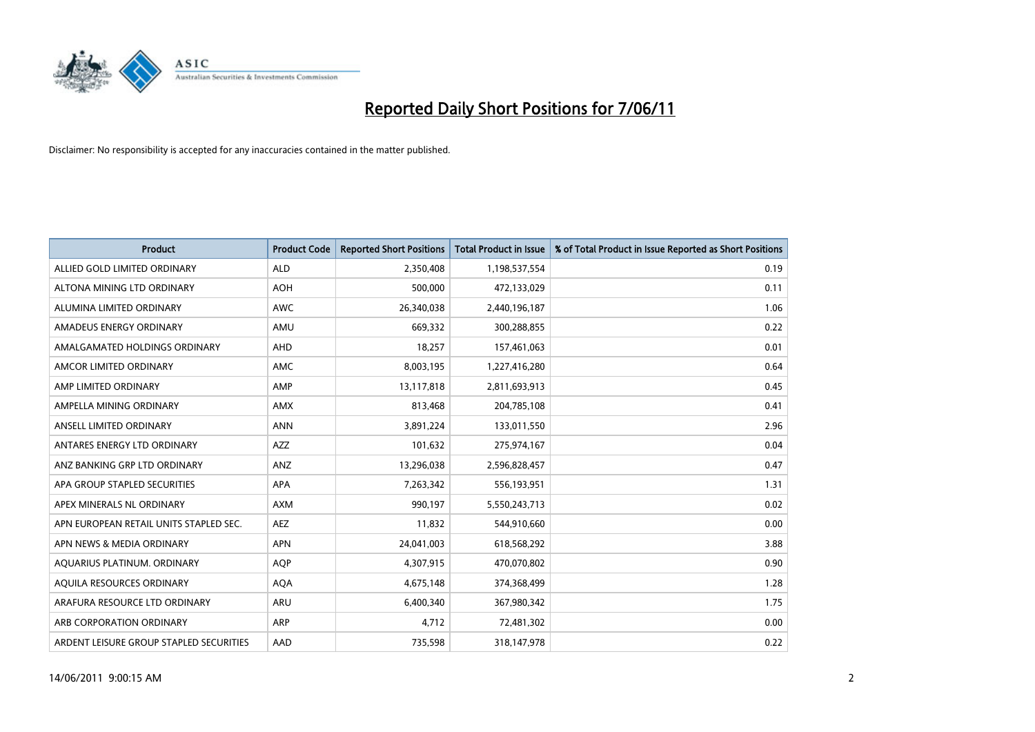# Reported Daily Short Positions for 7/06/11

Disclaimer: No responsibility is accepted for any inaccuracies contained in the matter published.

| Product | Product Code | Reported Short Positions | Total Product in Issue | % of Total Product in Issue Reported as Short Positions |
|---|---|---|---|---|
| ALLIED GOLD LIMITED ORDINARY | ALD | 2,350,408 | 1,198,537,554 | 0.19 |
| ALTONA MINING LTD ORDINARY | AOH | 500,000 | 472,133,029 | 0.11 |
| ALUMINA LIMITED ORDINARY | AWC | 26,340,038 | 2,440,196,187 | 1.06 |
| AMADEUS ENERGY ORDINARY | AMU | 669,332 | 300,288,855 | 0.22 |
| AMALGAMATED HOLDINGS ORDINARY | AHD | 18,257 | 157,461,063 | 0.01 |
| AMCOR LIMITED ORDINARY | AMC | 8,003,195 | 1,227,416,280 | 0.64 |
| AMP LIMITED ORDINARY | AMP | 13,117,818 | 2,811,693,913 | 0.45 |
| AMPELLA MINING ORDINARY | AMX | 813,468 | 204,785,108 | 0.41 |
| ANSELL LIMITED ORDINARY | ANN | 3,891,224 | 133,011,550 | 2.96 |
| ANTARES ENERGY LTD ORDINARY | AZZ | 101,632 | 275,974,167 | 0.04 |
| ANZ BANKING GRP LTD ORDINARY | ANZ | 13,296,038 | 2,596,828,457 | 0.47 |
| APA GROUP STAPLED SECURITIES | APA | 7,263,342 | 556,193,951 | 1.31 |
| APEX MINERALS NL ORDINARY | AXM | 990,197 | 5,550,243,713 | 0.02 |
| APN EUROPEAN RETAIL UNITS STAPLED SEC. | AEZ | 11,832 | 544,910,660 | 0.00 |
| APN NEWS & MEDIA ORDINARY | APN | 24,041,003 | 618,568,292 | 3.88 |
| AQUARIUS PLATINUM. ORDINARY | AQP | 4,307,915 | 470,070,802 | 0.90 |
| AQUILA RESOURCES ORDINARY | AQA | 4,675,148 | 374,368,499 | 1.28 |
| ARAFURA RESOURCE LTD ORDINARY | ARU | 6,400,340 | 367,980,342 | 1.75 |
| ARB CORPORATION ORDINARY | ARP | 4,712 | 72,481,302 | 0.00 |
| ARDENT LEISURE GROUP STAPLED SECURITIES | AAD | 735,598 | 318,147,978 | 0.22 |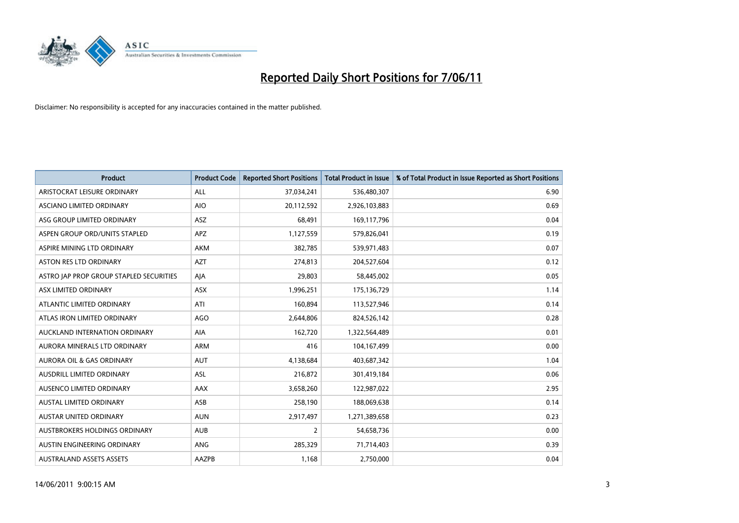# Reported Daily Short Positions for 7/06/11

Disclaimer: No responsibility is accepted for any inaccuracies contained in the matter published.

| Product | Product Code | Reported Short Positions | Total Product in Issue | % of Total Product in Issue Reported as Short Positions |
|---|---|---|---|---|
| ARISTOCRAT LEISURE ORDINARY | ALL | 37,034,241 | 536,480,307 | 6.90 |
| ASCIANO LIMITED ORDINARY | AIO | 20,112,592 | 2,926,103,883 | 0.69 |
| ASG GROUP LIMITED ORDINARY | ASZ | 68,491 | 169,117,796 | 0.04 |
| ASPEN GROUP ORD/UNITS STAPLED | APZ | 1,127,559 | 579,826,041 | 0.19 |
| ASPIRE MINING LTD ORDINARY | AKM | 382,785 | 539,971,483 | 0.07 |
| ASTON RES LTD ORDINARY | AZT | 274,813 | 204,527,604 | 0.12 |
| ASTRO JAP PROP GROUP STAPLED SECURITIES | AJA | 29,803 | 58,445,002 | 0.05 |
| ASX LIMITED ORDINARY | ASX | 1,996,251 | 175,136,729 | 1.14 |
| ATLANTIC LIMITED ORDINARY | ATI | 160,894 | 113,527,946 | 0.14 |
| ATLAS IRON LIMITED ORDINARY | AGO | 2,644,806 | 824,526,142 | 0.28 |
| AUCKLAND INTERNATION ORDINARY | AIA | 162,720 | 1,322,564,489 | 0.01 |
| AURORA MINERALS LTD ORDINARY | ARM | 416 | 104,167,499 | 0.00 |
| AURORA OIL & GAS ORDINARY | AUT | 4,138,684 | 403,687,342 | 1.04 |
| AUSDRILL LIMITED ORDINARY | ASL | 216,872 | 301,419,184 | 0.06 |
| AUSENCO LIMITED ORDINARY | AAX | 3,658,260 | 122,987,022 | 2.95 |
| AUSTAL LIMITED ORDINARY | ASB | 258,190 | 188,069,638 | 0.14 |
| AUSTAR UNITED ORDINARY | AUN | 2,917,497 | 1,271,389,658 | 0.23 |
| AUSTBROKERS HOLDINGS ORDINARY | AUB | 2 | 54,658,736 | 0.00 |
| AUSTIN ENGINEERING ORDINARY | ANG | 285,329 | 71,714,403 | 0.39 |
| AUSTRALAND ASSETS ASSETS | AAZPB | 1,168 | 2,750,000 | 0.04 |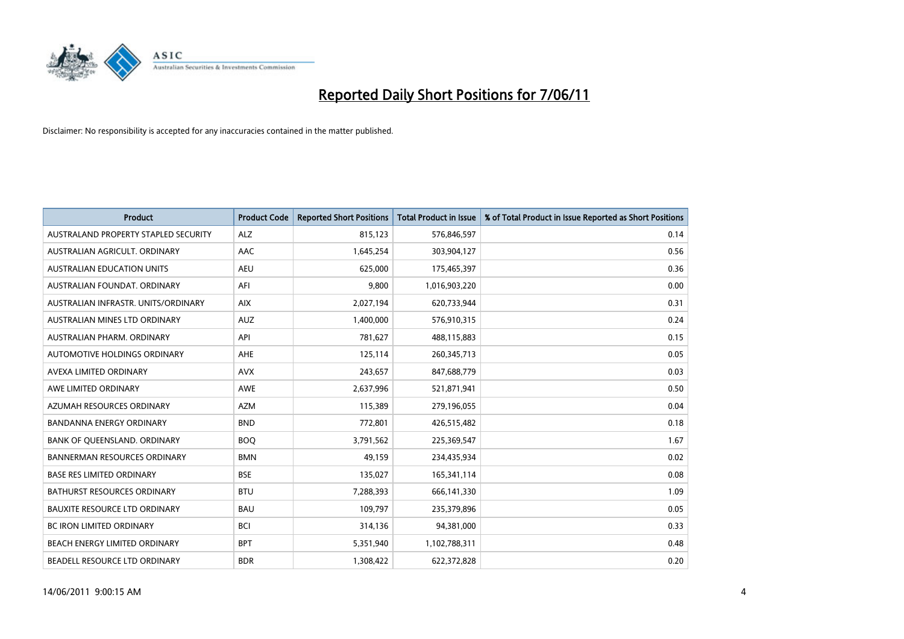# Reported Daily Short Positions for 7/06/11

Disclaimer: No responsibility is accepted for any inaccuracies contained in the matter published.

| Product | Product Code | Reported Short Positions | Total Product in Issue | % of Total Product in Issue Reported as Short Positions |
|---|---|---|---|---|
| AUSTRALAND PROPERTY STAPLED SECURITY | ALZ | 815,123 | 576,846,597 | 0.14 |
| AUSTRALIAN AGRICULT. ORDINARY | AAC | 1,645,254 | 303,904,127 | 0.56 |
| AUSTRALIAN EDUCATION UNITS | AEU | 625,000 | 175,465,397 | 0.36 |
| AUSTRALIAN FOUNDAT. ORDINARY | AFI | 9,800 | 1,016,903,220 | 0.00 |
| AUSTRALIAN INFRASTR. UNITS/ORDINARY | AIX | 2,027,194 | 620,733,944 | 0.31 |
| AUSTRALIAN MINES LTD ORDINARY | AUZ | 1,400,000 | 576,910,315 | 0.24 |
| AUSTRALIAN PHARM. ORDINARY | API | 781,627 | 488,115,883 | 0.15 |
| AUTOMOTIVE HOLDINGS ORDINARY | AHE | 125,114 | 260,345,713 | 0.05 |
| AVEXA LIMITED ORDINARY | AVX | 243,657 | 847,688,779 | 0.03 |
| AWE LIMITED ORDINARY | AWE | 2,637,996 | 521,871,941 | 0.50 |
| AZUMAH RESOURCES ORDINARY | AZM | 115,389 | 279,196,055 | 0.04 |
| BANDANNA ENERGY ORDINARY | BND | 772,801 | 426,515,482 | 0.18 |
| BANK OF QUEENSLAND. ORDINARY | BOQ | 3,791,562 | 225,369,547 | 1.67 |
| BANNERMAN RESOURCES ORDINARY | BMN | 49,159 | 234,435,934 | 0.02 |
| BASE RES LIMITED ORDINARY | BSE | 135,027 | 165,341,114 | 0.08 |
| BATHURST RESOURCES ORDINARY | BTU | 7,288,393 | 666,141,330 | 1.09 |
| BAUXITE RESOURCE LTD ORDINARY | BAU | 109,797 | 235,379,896 | 0.05 |
| BC IRON LIMITED ORDINARY | BCI | 314,136 | 94,381,000 | 0.33 |
| BEACH ENERGY LIMITED ORDINARY | BPT | 5,351,940 | 1,102,788,311 | 0.48 |
| BEADELL RESOURCE LTD ORDINARY | BDR | 1,308,422 | 622,372,828 | 0.20 |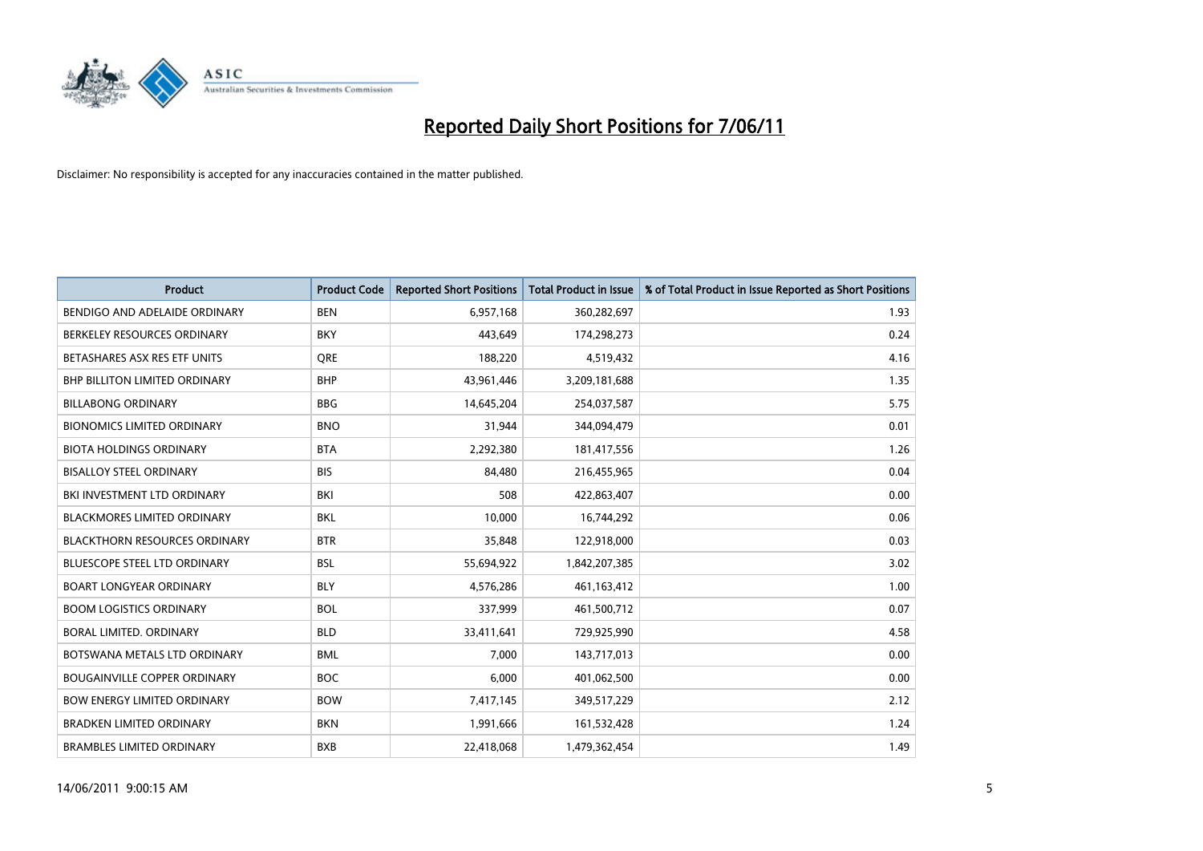# Reported Daily Short Positions for 7/06/11

Disclaimer: No responsibility is accepted for any inaccuracies contained in the matter published.

| Product | Product Code | Reported Short Positions | Total Product in Issue | % of Total Product in Issue Reported as Short Positions |
|---|---|---|---|---|
| BENDIGO AND ADELAIDE ORDINARY | BEN | 6,957,168 | 360,282,697 | 1.93 |
| BERKELEY RESOURCES ORDINARY | BKY | 443,649 | 174,298,273 | 0.24 |
| BETASHARES ASX RES ETF UNITS | QRE | 188,220 | 4,519,432 | 4.16 |
| BHP BILLITON LIMITED ORDINARY | BHP | 43,961,446 | 3,209,181,688 | 1.35 |
| BILLABONG ORDINARY | BBG | 14,645,204 | 254,037,587 | 5.75 |
| BIONOMICS LIMITED ORDINARY | BNO | 31,944 | 344,094,479 | 0.01 |
| BIOTA HOLDINGS ORDINARY | BTA | 2,292,380 | 181,417,556 | 1.26 |
| BISALLOY STEEL ORDINARY | BIS | 84,480 | 216,455,965 | 0.04 |
| BKI INVESTMENT LTD ORDINARY | BKI | 508 | 422,863,407 | 0.00 |
| BLACKMORES LIMITED ORDINARY | BKL | 10,000 | 16,744,292 | 0.06 |
| BLACKTHORN RESOURCES ORDINARY | BTR | 35,848 | 122,918,000 | 0.03 |
| BLUESCOPE STEEL LTD ORDINARY | BSL | 55,694,922 | 1,842,207,385 | 3.02 |
| BOART LONGYEAR ORDINARY | BLY | 4,576,286 | 461,163,412 | 1.00 |
| BOOM LOGISTICS ORDINARY | BOL | 337,999 | 461,500,712 | 0.07 |
| BORAL LIMITED. ORDINARY | BLD | 33,411,641 | 729,925,990 | 4.58 |
| BOTSWANA METALS LTD ORDINARY | BML | 7,000 | 143,717,013 | 0.00 |
| BOUGAINVILLE COPPER ORDINARY | BOC | 6,000 | 401,062,500 | 0.00 |
| BOW ENERGY LIMITED ORDINARY | BOW | 7,417,145 | 349,517,229 | 2.12 |
| BRADKEN LIMITED ORDINARY | BKN | 1,991,666 | 161,532,428 | 1.24 |
| BRAMBLES LIMITED ORDINARY | BXB | 22,418,068 | 1,479,362,454 | 1.49 |

14/06/2011 9:00:15 AM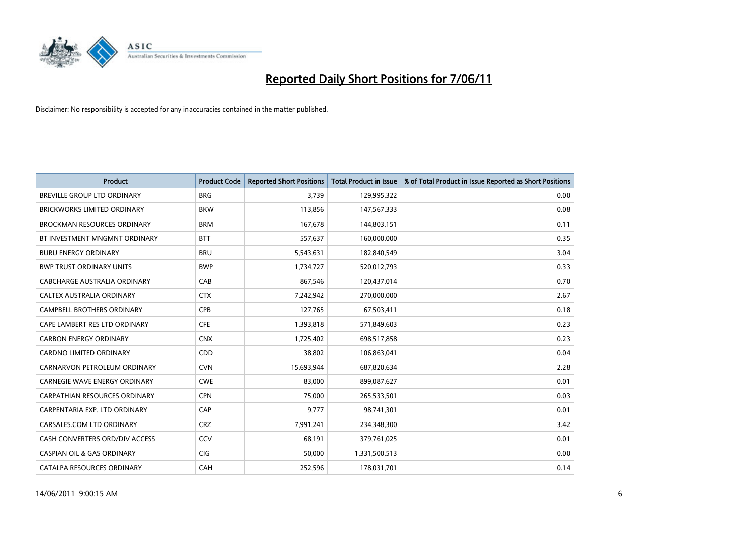# Reported Daily Short Positions for 7/06/11

Disclaimer: No responsibility is accepted for any inaccuracies contained in the matter published.

| Product | Product Code | Reported Short Positions | Total Product in Issue | % of Total Product in Issue Reported as Short Positions |
|---|---|---|---|---|
| BREVILLE GROUP LTD ORDINARY | BRG | 3,739 | 129,995,322 | 0.00 |
| BRICKWORKS LIMITED ORDINARY | BKW | 113,856 | 147,567,333 | 0.08 |
| BROCKMAN RESOURCES ORDINARY | BRM | 167,678 | 144,803,151 | 0.11 |
| BT INVESTMENT MNGMNT ORDINARY | BTT | 557,637 | 160,000,000 | 0.35 |
| BURU ENERGY ORDINARY | BRU | 5,543,631 | 182,840,549 | 3.04 |
| BWP TRUST ORDINARY UNITS | BWP | 1,734,727 | 520,012,793 | 0.33 |
| CABCHARGE AUSTRALIA ORDINARY | CAB | 867,546 | 120,437,014 | 0.70 |
| CALTEX AUSTRALIA ORDINARY | CTX | 7,242,942 | 270,000,000 | 2.67 |
| CAMPBELL BROTHERS ORDINARY | CPB | 127,765 | 67,503,411 | 0.18 |
| CAPE LAMBERT RES LTD ORDINARY | CFE | 1,393,818 | 571,849,603 | 0.23 |
| CARBON ENERGY ORDINARY | CNX | 1,725,402 | 698,517,858 | 0.23 |
| CARDNO LIMITED ORDINARY | CDD | 38,802 | 106,863,041 | 0.04 |
| CARNARVON PETROLEUM ORDINARY | CVN | 15,693,944 | 687,820,634 | 2.28 |
| CARNEGIE WAVE ENERGY ORDINARY | CWE | 83,000 | 899,087,627 | 0.01 |
| CARPATHIAN RESOURCES ORDINARY | CPN | 75,000 | 265,533,501 | 0.03 |
| CARPENTARIA EXP. LTD ORDINARY | CAP | 9,777 | 98,741,301 | 0.01 |
| CARSALES.COM LTD ORDINARY | CRZ | 7,991,241 | 234,348,300 | 3.42 |
| CASH CONVERTERS ORD/DIV ACCESS | CCV | 68,191 | 379,761,025 | 0.01 |
| CASPIAN OIL & GAS ORDINARY | CIG | 50,000 | 1,331,500,513 | 0.00 |
| CATALPA RESOURCES ORDINARY | CAH | 252,596 | 178,031,701 | 0.14 |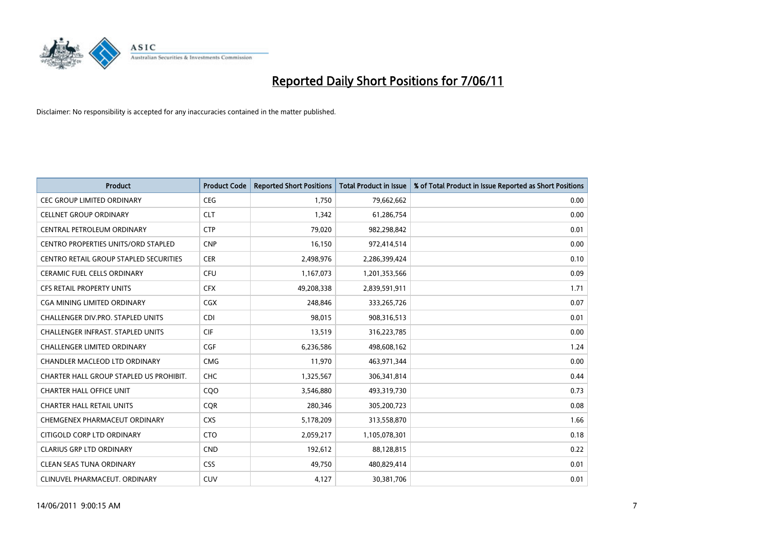# Reported Daily Short Positions for 7/06/11

Disclaimer: No responsibility is accepted for any inaccuracies contained in the matter published.

| Product | Product Code | Reported Short Positions | Total Product in Issue | % of Total Product in Issue Reported as Short Positions |
|---|---|---|---|---|
| CEC GROUP LIMITED ORDINARY | CEG | 1,750 | 79,662,662 | 0.00 |
| CELLNET GROUP ORDINARY | CLT | 1,342 | 61,286,754 | 0.00 |
| CENTRAL PETROLEUM ORDINARY | CTP | 79,020 | 982,298,842 | 0.01 |
| CENTRO PROPERTIES UNITS/ORD STAPLED | CNP | 16,150 | 972,414,514 | 0.00 |
| CENTRO RETAIL GROUP STAPLED SECURITIES | CER | 2,498,976 | 2,286,399,424 | 0.10 |
| CERAMIC FUEL CELLS ORDINARY | CFU | 1,167,073 | 1,201,353,566 | 0.09 |
| CFS RETAIL PROPERTY UNITS | CFX | 49,208,338 | 2,839,591,911 | 1.71 |
| CGA MINING LIMITED ORDINARY | CGX | 248,846 | 333,265,726 | 0.07 |
| CHALLENGER DIV.PRO. STAPLED UNITS | CDI | 98,015 | 908,316,513 | 0.01 |
| CHALLENGER INFRAST. STAPLED UNITS | CIF | 13,519 | 316,223,785 | 0.00 |
| CHALLENGER LIMITED ORDINARY | CGF | 6,236,586 | 498,608,162 | 1.24 |
| CHANDLER MACLEOD LTD ORDINARY | CMG | 11,970 | 463,971,344 | 0.00 |
| CHARTER HALL GROUP STAPLED US PROHIBIT. | CHC | 1,325,567 | 306,341,814 | 0.44 |
| CHARTER HALL OFFICE UNIT | CQO | 3,546,880 | 493,319,730 | 0.73 |
| CHARTER HALL RETAIL UNITS | CQR | 280,346 | 305,200,723 | 0.08 |
| CHEMGENEX PHARMACEUT ORDINARY | CXS | 5,178,209 | 313,558,870 | 1.66 |
| CITIGOLD CORP LTD ORDINARY | CTO | 2,059,217 | 1,105,078,301 | 0.18 |
| CLARIUS GRP LTD ORDINARY | CND | 192,612 | 88,128,815 | 0.22 |
| CLEAN SEAS TUNA ORDINARY | CSS | 49,750 | 480,829,414 | 0.01 |
| CLINUVEL PHARMACEUT. ORDINARY | CUV | 4,127 | 30,381,706 | 0.01 |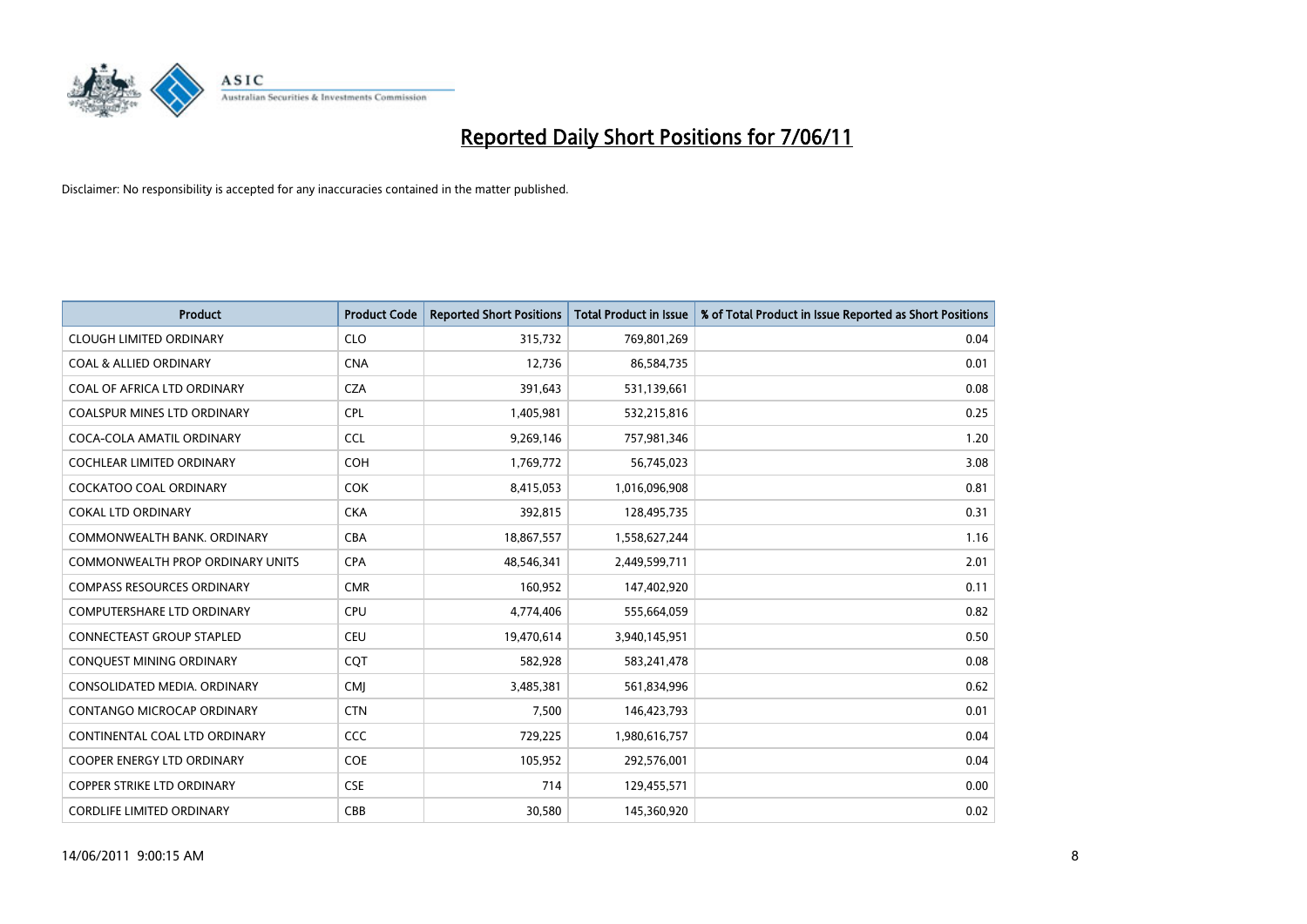# Reported Daily Short Positions for 7/06/11

Disclaimer: No responsibility is accepted for any inaccuracies contained in the matter published.

| Product | Product Code | Reported Short Positions | Total Product in Issue | % of Total Product in Issue Reported as Short Positions |
|---|---|---|---|---|
| CLOUGH LIMITED ORDINARY | CLO | 315,732 | 769,801,269 | 0.04 |
| COAL & ALLIED ORDINARY | CNA | 12,736 | 86,584,735 | 0.01 |
| COAL OF AFRICA LTD ORDINARY | CZA | 391,643 | 531,139,661 | 0.08 |
| COALSPUR MINES LTD ORDINARY | CPL | 1,405,981 | 532,215,816 | 0.25 |
| COCA-COLA AMATIL ORDINARY | CCL | 9,269,146 | 757,981,346 | 1.20 |
| COCHLEAR LIMITED ORDINARY | COH | 1,769,772 | 56,745,023 | 3.08 |
| COCKATOO COAL ORDINARY | COK | 8,415,053 | 1,016,096,908 | 0.81 |
| COKAL LTD ORDINARY | CKA | 392,815 | 128,495,735 | 0.31 |
| COMMONWEALTH BANK. ORDINARY | CBA | 18,867,557 | 1,558,627,244 | 1.16 |
| COMMONWEALTH PROP ORDINARY UNITS | CPA | 48,546,341 | 2,449,599,711 | 2.01 |
| COMPASS RESOURCES ORDINARY | CMR | 160,952 | 147,402,920 | 0.11 |
| COMPUTERSHARE LTD ORDINARY | CPU | 4,774,406 | 555,664,059 | 0.82 |
| CONNECTEAST GROUP STAPLED | CEU | 19,470,614 | 3,940,145,951 | 0.50 |
| CONQUEST MINING ORDINARY | CQT | 582,928 | 583,241,478 | 0.08 |
| CONSOLIDATED MEDIA. ORDINARY | CMJ | 3,485,381 | 561,834,996 | 0.62 |
| CONTANGO MICROCAP ORDINARY | CTN | 7,500 | 146,423,793 | 0.01 |
| CONTINENTAL COAL LTD ORDINARY | CCC | 729,225 | 1,980,616,757 | 0.04 |
| COOPER ENERGY LTD ORDINARY | COE | 105,952 | 292,576,001 | 0.04 |
| COPPER STRIKE LTD ORDINARY | CSE | 714 | 129,455,571 | 0.00 |
| CORDLIFE LIMITED ORDINARY | CBB | 30,580 | 145,360,920 | 0.02 |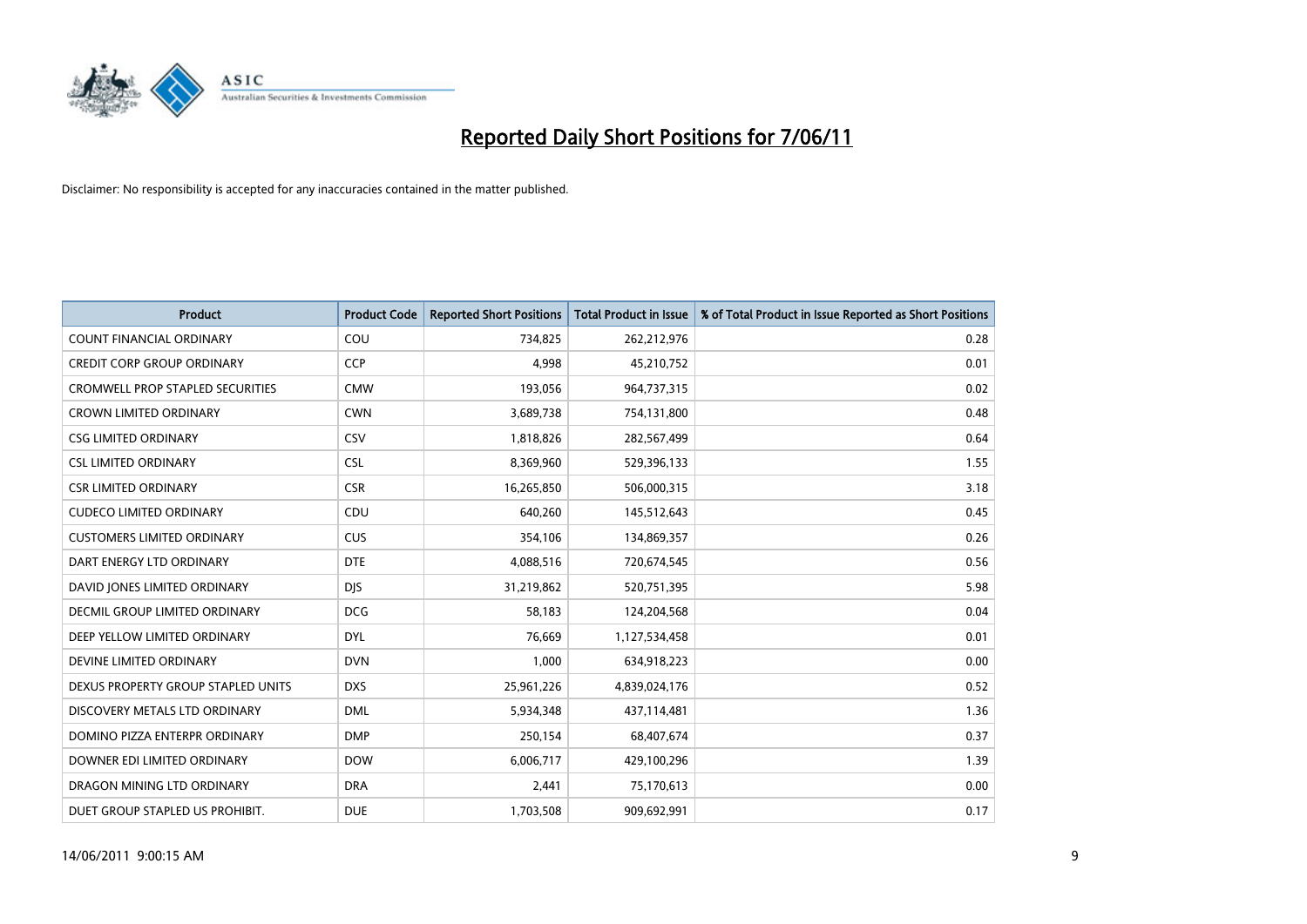# Reported Daily Short Positions for 7/06/11

Disclaimer: No responsibility is accepted for any inaccuracies contained in the matter published.

| Product | Product Code | Reported Short Positions | Total Product in Issue | % of Total Product in Issue Reported as Short Positions |
|---|---|---|---|---|
| COUNT FINANCIAL ORDINARY | COU | 734,825 | 262,212,976 | 0.28 |
| CREDIT CORP GROUP ORDINARY | CCP | 4,998 | 45,210,752 | 0.01 |
| CROMWELL PROP STAPLED SECURITIES | CMW | 193,056 | 964,737,315 | 0.02 |
| CROWN LIMITED ORDINARY | CWN | 3,689,738 | 754,131,800 | 0.48 |
| CSG LIMITED ORDINARY | CSV | 1,818,826 | 282,567,499 | 0.64 |
| CSL LIMITED ORDINARY | CSL | 8,369,960 | 529,396,133 | 1.55 |
| CSR LIMITED ORDINARY | CSR | 16,265,850 | 506,000,315 | 3.18 |
| CUDECO LIMITED ORDINARY | CDU | 640,260 | 145,512,643 | 0.45 |
| CUSTOMERS LIMITED ORDINARY | CUS | 354,106 | 134,869,357 | 0.26 |
| DART ENERGY LTD ORDINARY | DTE | 4,088,516 | 720,674,545 | 0.56 |
| DAVID JONES LIMITED ORDINARY | DJS | 31,219,862 | 520,751,395 | 5.98 |
| DECMIL GROUP LIMITED ORDINARY | DCG | 58,183 | 124,204,568 | 0.04 |
| DEEP YELLOW LIMITED ORDINARY | DYL | 76,669 | 1,127,534,458 | 0.01 |
| DEVINE LIMITED ORDINARY | DVN | 1,000 | 634,918,223 | 0.00 |
| DEXUS PROPERTY GROUP STAPLED UNITS | DXS | 25,961,226 | 4,839,024,176 | 0.52 |
| DISCOVERY METALS LTD ORDINARY | DML | 5,934,348 | 437,114,481 | 1.36 |
| DOMINO PIZZA ENTERPR ORDINARY | DMP | 250,154 | 68,407,674 | 0.37 |
| DOWNER EDI LIMITED ORDINARY | DOW | 6,006,717 | 429,100,296 | 1.39 |
| DRAGON MINING LTD ORDINARY | DRA | 2,441 | 75,170,613 | 0.00 |
| DUET GROUP STAPLED US PROHIBIT. | DUE | 1,703,508 | 909,692,991 | 0.17 |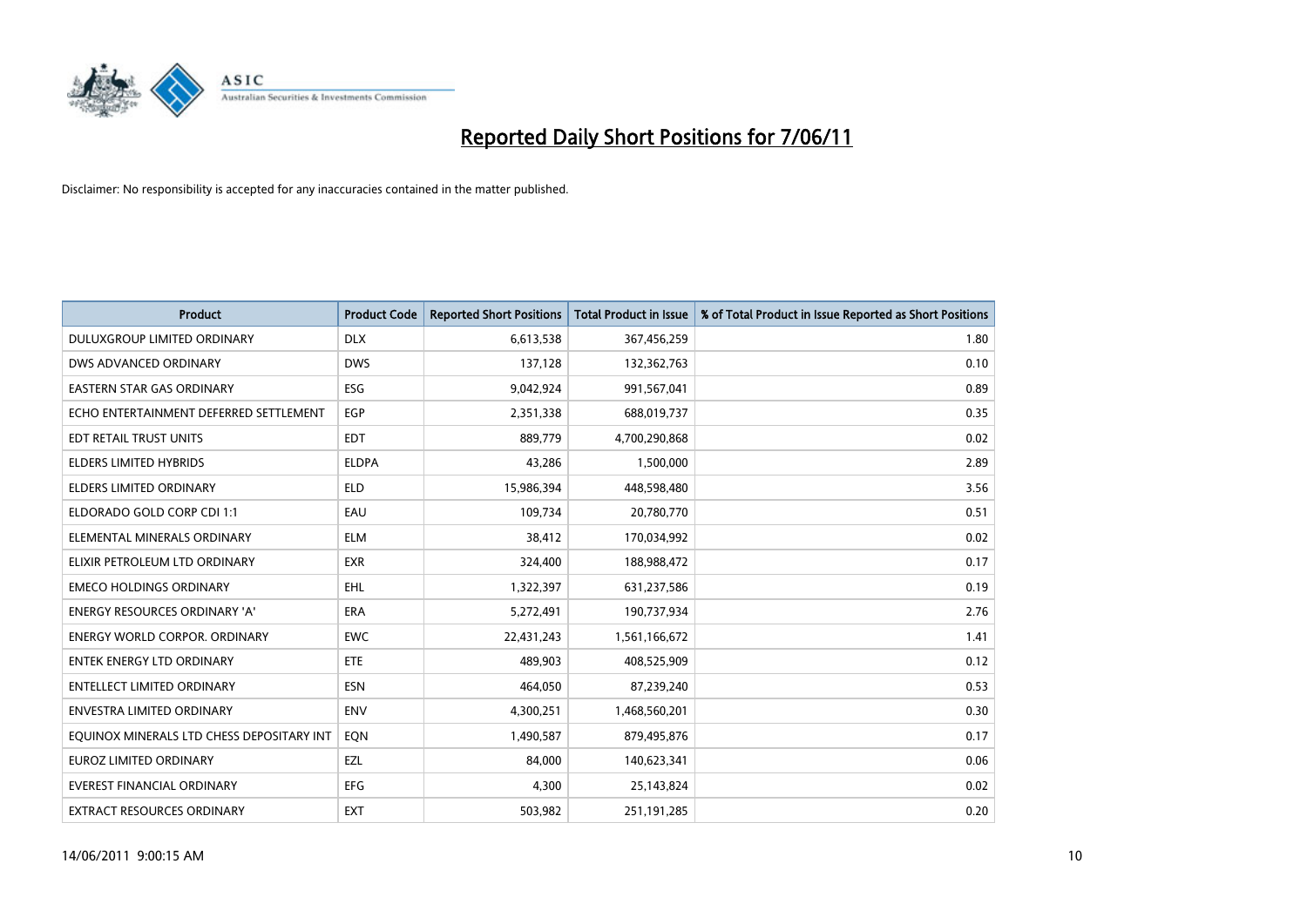# Reported Daily Short Positions for 7/06/11

Disclaimer: No responsibility is accepted for any inaccuracies contained in the matter published.

| Product | Product Code | Reported Short Positions | Total Product in Issue | % of Total Product in Issue Reported as Short Positions |
|---|---|---|---|---|
| DULUXGROUP LIMITED ORDINARY | DLX | 6,613,538 | 367,456,259 | 1.80 |
| DWS ADVANCED ORDINARY | DWS | 137,128 | 132,362,763 | 0.10 |
| EASTERN STAR GAS ORDINARY | ESG | 9,042,924 | 991,567,041 | 0.89 |
| ECHO ENTERTAINMENT DEFERRED SETTLEMENT | EGP | 2,351,338 | 688,019,737 | 0.35 |
| EDT RETAIL TRUST UNITS | EDT | 889,779 | 4,700,290,868 | 0.02 |
| ELDERS LIMITED HYBRIDS | ELDPA | 43,286 | 1,500,000 | 2.89 |
| ELDERS LIMITED ORDINARY | ELD | 15,986,394 | 448,598,480 | 3.56 |
| ELDORADO GOLD CORP CDI 1:1 | EAU | 109,734 | 20,780,770 | 0.51 |
| ELEMENTAL MINERALS ORDINARY | ELM | 38,412 | 170,034,992 | 0.02 |
| ELIXIR PETROLEUM LTD ORDINARY | EXR | 324,400 | 188,988,472 | 0.17 |
| EMECO HOLDINGS ORDINARY | EHL | 1,322,397 | 631,237,586 | 0.19 |
| ENERGY RESOURCES ORDINARY 'A' | ERA | 5,272,491 | 190,737,934 | 2.76 |
| ENERGY WORLD CORPOR. ORDINARY | EWC | 22,431,243 | 1,561,166,672 | 1.41 |
| ENTEK ENERGY LTD ORDINARY | ETE | 489,903 | 408,525,909 | 0.12 |
| ENTELLECT LIMITED ORDINARY | ESN | 464,050 | 87,239,240 | 0.53 |
| ENVESTRA LIMITED ORDINARY | ENV | 4,300,251 | 1,468,560,201 | 0.30 |
| EQUINOX MINERALS LTD CHESS DEPOSITARY INT | EQN | 1,490,587 | 879,495,876 | 0.17 |
| EUROZ LIMITED ORDINARY | EZL | 84,000 | 140,623,341 | 0.06 |
| EVEREST FINANCIAL ORDINARY | EFG | 4,300 | 25,143,824 | 0.02 |
| EXTRACT RESOURCES ORDINARY | EXT | 503,982 | 251,191,285 | 0.20 |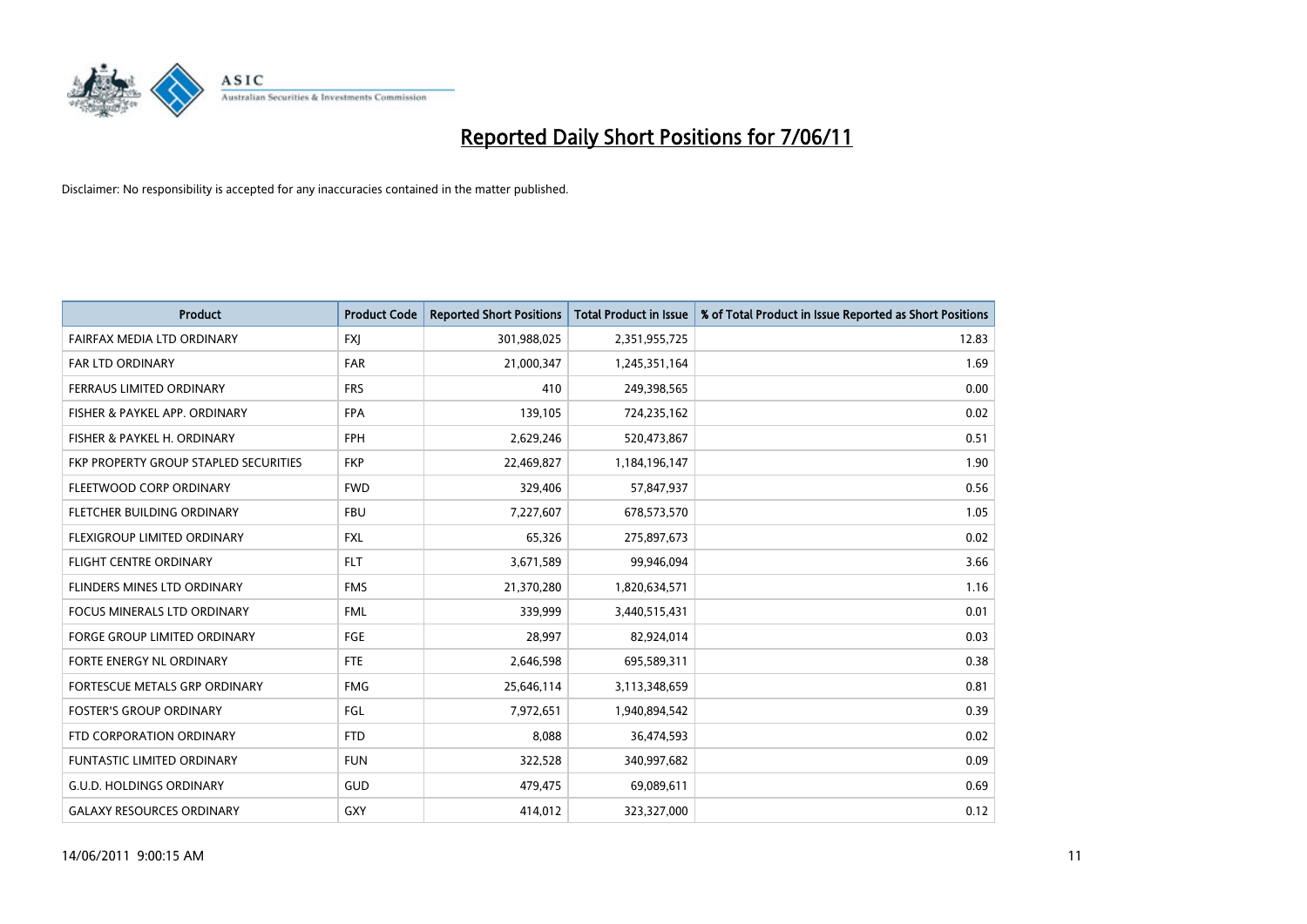# Reported Daily Short Positions for 7/06/11

Disclaimer: No responsibility is accepted for any inaccuracies contained in the matter published.

| Product | Product Code | Reported Short Positions | Total Product in Issue | % of Total Product in Issue Reported as Short Positions |
|---|---|---|---|---|
| FAIRFAX MEDIA LTD ORDINARY | FXJ | 301,988,025 | 2,351,955,725 | 12.83 |
| FAR LTD ORDINARY | FAR | 21,000,347 | 1,245,351,164 | 1.69 |
| FERRAUS LIMITED ORDINARY | FRS | 410 | 249,398,565 | 0.00 |
| FISHER & PAYKEL APP. ORDINARY | FPA | 139,105 | 724,235,162 | 0.02 |
| FISHER & PAYKEL H. ORDINARY | FPH | 2,629,246 | 520,473,867 | 0.51 |
| FKP PROPERTY GROUP STAPLED SECURITIES | FKP | 22,469,827 | 1,184,196,147 | 1.90 |
| FLEETWOOD CORP ORDINARY | FWD | 329,406 | 57,847,937 | 0.56 |
| FLETCHER BUILDING ORDINARY | FBU | 7,227,607 | 678,573,570 | 1.05 |
| FLEXIGROUP LIMITED ORDINARY | FXL | 65,326 | 275,897,673 | 0.02 |
| FLIGHT CENTRE ORDINARY | FLT | 3,671,589 | 99,946,094 | 3.66 |
| FLINDERS MINES LTD ORDINARY | FMS | 21,370,280 | 1,820,634,571 | 1.16 |
| FOCUS MINERALS LTD ORDINARY | FML | 339,999 | 3,440,515,431 | 0.01 |
| FORGE GROUP LIMITED ORDINARY | FGE | 28,997 | 82,924,014 | 0.03 |
| FORTE ENERGY NL ORDINARY | FTE | 2,646,598 | 695,589,311 | 0.38 |
| FORTESCUE METALS GRP ORDINARY | FMG | 25,646,114 | 3,113,348,659 | 0.81 |
| FOSTER'S GROUP ORDINARY | FGL | 7,972,651 | 1,940,894,542 | 0.39 |
| FTD CORPORATION ORDINARY | FTD | 8,088 | 36,474,593 | 0.02 |
| FUNTASTIC LIMITED ORDINARY | FUN | 322,528 | 340,997,682 | 0.09 |
| G.U.D. HOLDINGS ORDINARY | GUD | 479,475 | 69,089,611 | 0.69 |
| GALAXY RESOURCES ORDINARY | GXY | 414,012 | 323,327,000 | 0.12 |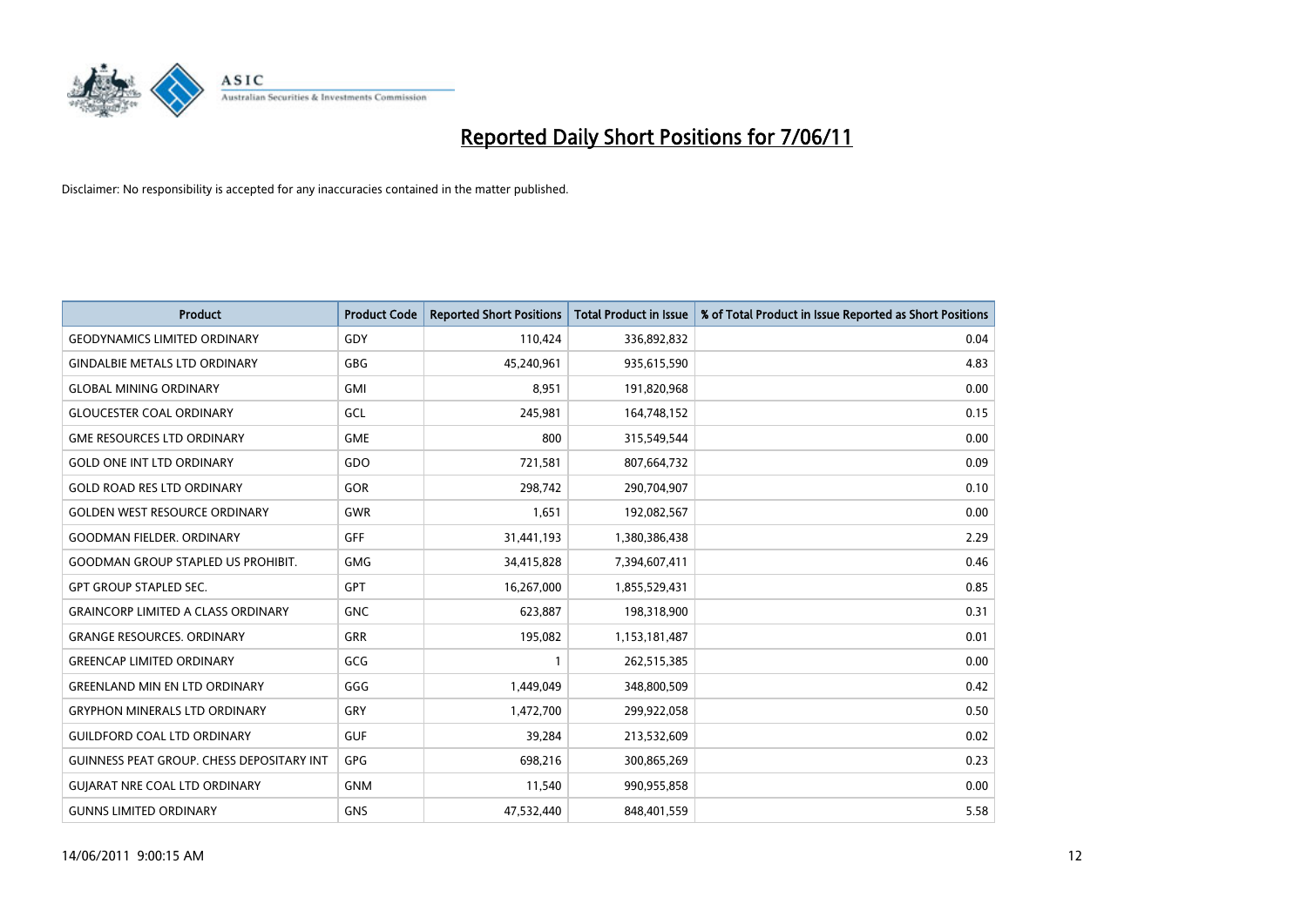# Reported Daily Short Positions for 7/06/11

Disclaimer: No responsibility is accepted for any inaccuracies contained in the matter published.

| Product | Product Code | Reported Short Positions | Total Product in Issue | % of Total Product in Issue Reported as Short Positions |
|---|---|---|---|---|
| GEODYNAMICS LIMITED ORDINARY | GDY | 110,424 | 336,892,832 | 0.04 |
| GINDALBIE METALS LTD ORDINARY | GBG | 45,240,961 | 935,615,590 | 4.83 |
| GLOBAL MINING ORDINARY | GMI | 8,951 | 191,820,968 | 0.00 |
| GLOUCESTER COAL ORDINARY | GCL | 245,981 | 164,748,152 | 0.15 |
| GME RESOURCES LTD ORDINARY | GME | 800 | 315,549,544 | 0.00 |
| GOLD ONE INT LTD ORDINARY | GDO | 721,581 | 807,664,732 | 0.09 |
| GOLD ROAD RES LTD ORDINARY | GOR | 298,742 | 290,704,907 | 0.10 |
| GOLDEN WEST RESOURCE ORDINARY | GWR | 1,651 | 192,082,567 | 0.00 |
| GOODMAN FIELDER. ORDINARY | GFF | 31,441,193 | 1,380,386,438 | 2.29 |
| GOODMAN GROUP STAPLED US PROHIBIT. | GMG | 34,415,828 | 7,394,607,411 | 0.46 |
| GPT GROUP STAPLED SEC. | GPT | 16,267,000 | 1,855,529,431 | 0.85 |
| GRAINCORP LIMITED A CLASS ORDINARY | GNC | 623,887 | 198,318,900 | 0.31 |
| GRANGE RESOURCES. ORDINARY | GRR | 195,082 | 1,153,181,487 | 0.01 |
| GREENCAP LIMITED ORDINARY | GCG | 1 | 262,515,385 | 0.00 |
| GREENLAND MIN EN LTD ORDINARY | GGG | 1,449,049 | 348,800,509 | 0.42 |
| GRYPHON MINERALS LTD ORDINARY | GRY | 1,472,700 | 299,922,058 | 0.50 |
| GUILDFORD COAL LTD ORDINARY | GUF | 39,284 | 213,532,609 | 0.02 |
| GUINNESS PEAT GROUP. CHESS DEPOSITARY INT | GPG | 698,216 | 300,865,269 | 0.23 |
| GUJARAT NRE COAL LTD ORDINARY | GNM | 11,540 | 990,955,858 | 0.00 |
| GUNNS LIMITED ORDINARY | GNS | 47,532,440 | 848,401,559 | 5.58 |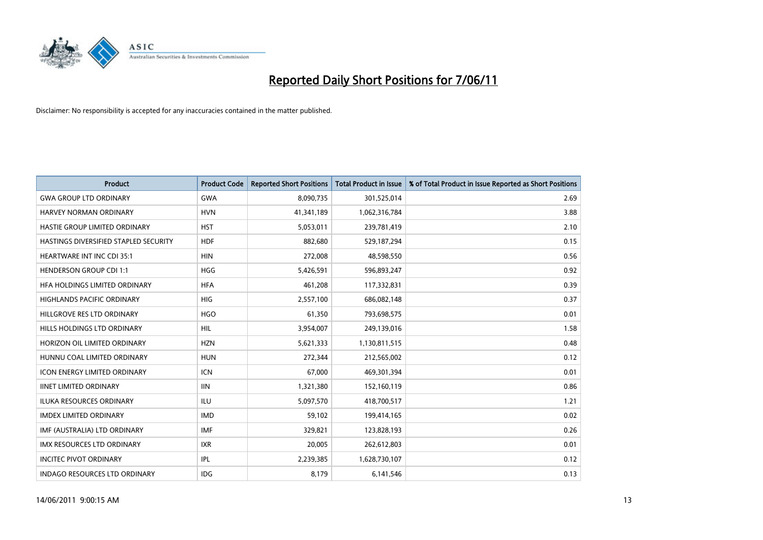# Reported Daily Short Positions for 7/06/11

Disclaimer: No responsibility is accepted for any inaccuracies contained in the matter published.

| Product | Product Code | Reported Short Positions | Total Product in Issue | % of Total Product in Issue Reported as Short Positions |
|---|---|---|---|---|
| GWA GROUP LTD ORDINARY | GWA | 8,090,735 | 301,525,014 | 2.69 |
| HARVEY NORMAN ORDINARY | HVN | 41,341,189 | 1,062,316,784 | 3.88 |
| HASTIE GROUP LIMITED ORDINARY | HST | 5,053,011 | 239,781,419 | 2.10 |
| HASTINGS DIVERSIFIED STAPLED SECURITY | HDF | 882,680 | 529,187,294 | 0.15 |
| HEARTWARE INT INC CDI 35:1 | HIN | 272,008 | 48,598,550 | 0.56 |
| HENDERSON GROUP CDI 1:1 | HGG | 5,426,591 | 596,893,247 | 0.92 |
| HFA HOLDINGS LIMITED ORDINARY | HFA | 461,208 | 117,332,831 | 0.39 |
| HIGHLANDS PACIFIC ORDINARY | HIG | 2,557,100 | 686,082,148 | 0.37 |
| HILLGROVE RES LTD ORDINARY | HGO | 61,350 | 793,698,575 | 0.01 |
| HILLS HOLDINGS LTD ORDINARY | HIL | 3,954,007 | 249,139,016 | 1.58 |
| HORIZON OIL LIMITED ORDINARY | HZN | 5,621,333 | 1,130,811,515 | 0.48 |
| HUNNU COAL LIMITED ORDINARY | HUN | 272,344 | 212,565,002 | 0.12 |
| ICON ENERGY LIMITED ORDINARY | ICN | 67,000 | 469,301,394 | 0.01 |
| IINET LIMITED ORDINARY | IIN | 1,321,380 | 152,160,119 | 0.86 |
| ILUKA RESOURCES ORDINARY | ILU | 5,097,570 | 418,700,517 | 1.21 |
| IMDEX LIMITED ORDINARY | IMD | 59,102 | 199,414,165 | 0.02 |
| IMF (AUSTRALIA) LTD ORDINARY | IMF | 329,821 | 123,828,193 | 0.26 |
| IMX RESOURCES LTD ORDINARY | IXR | 20,005 | 262,612,803 | 0.01 |
| INCITEC PIVOT ORDINARY | IPL | 2,239,385 | 1,628,730,107 | 0.12 |
| INDAGO RESOURCES LTD ORDINARY | IDG | 8,179 | 6,141,546 | 0.13 |

14/06/2011 9:00:15 AM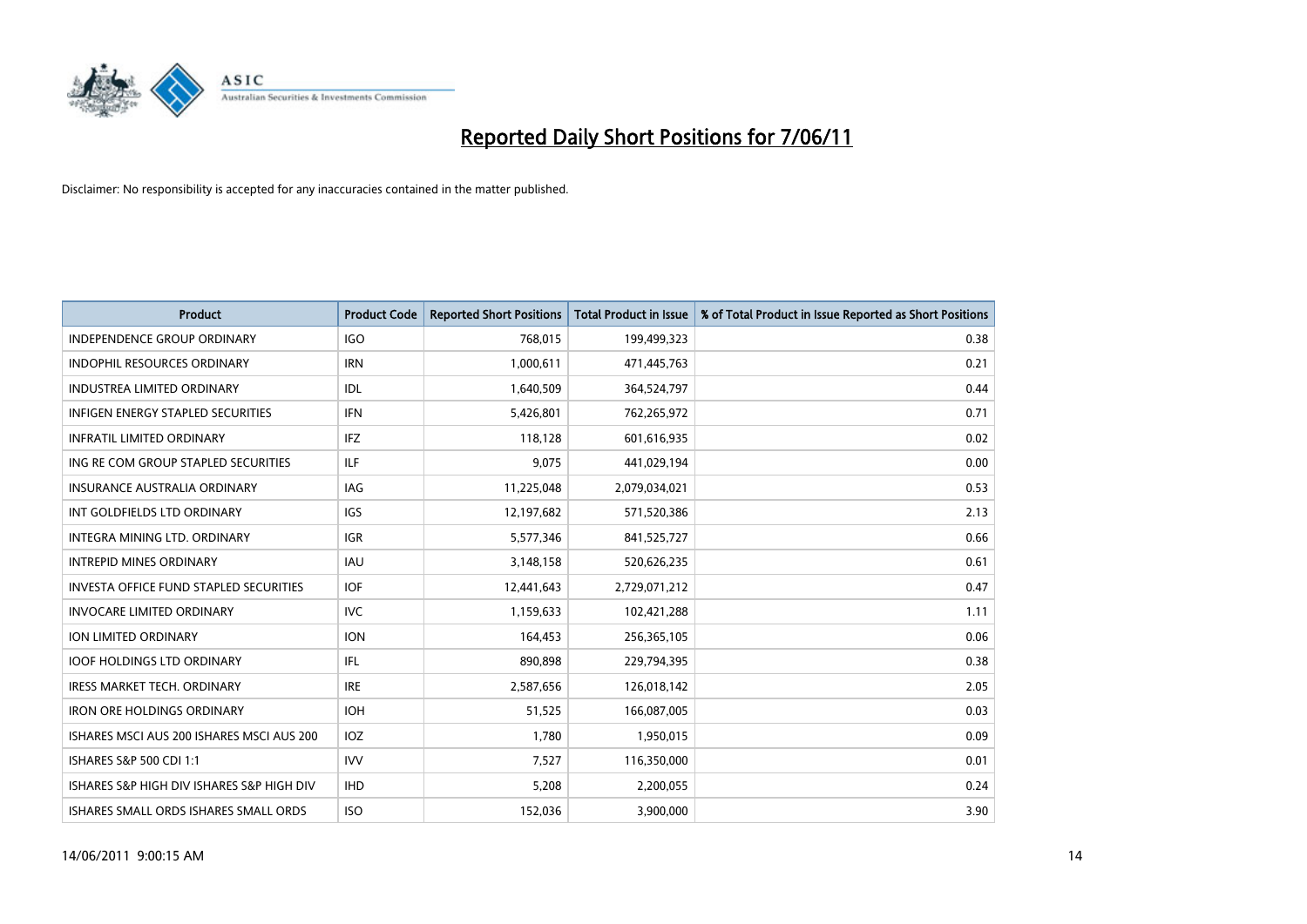# Reported Daily Short Positions for 7/06/11

Disclaimer: No responsibility is accepted for any inaccuracies contained in the matter published.

| Product | Product Code | Reported Short Positions | Total Product in Issue | % of Total Product in Issue Reported as Short Positions |
|---|---|---|---|---|
| INDEPENDENCE GROUP ORDINARY | IGO | 768,015 | 199,499,323 | 0.38 |
| INDOPHIL RESOURCES ORDINARY | IRN | 1,000,611 | 471,445,763 | 0.21 |
| INDUSTREA LIMITED ORDINARY | IDL | 1,640,509 | 364,524,797 | 0.44 |
| INFIGEN ENERGY STAPLED SECURITIES | IFN | 5,426,801 | 762,265,972 | 0.71 |
| INFRATIL LIMITED ORDINARY | IFZ | 118,128 | 601,616,935 | 0.02 |
| ING RE COM GROUP STAPLED SECURITIES | ILF | 9,075 | 441,029,194 | 0.00 |
| INSURANCE AUSTRALIA ORDINARY | IAG | 11,225,048 | 2,079,034,021 | 0.53 |
| INT GOLDFIELDS LTD ORDINARY | IGS | 12,197,682 | 571,520,386 | 2.13 |
| INTEGRA MINING LTD. ORDINARY | IGR | 5,577,346 | 841,525,727 | 0.66 |
| INTREPID MINES ORDINARY | IAU | 3,148,158 | 520,626,235 | 0.61 |
| INVESTA OFFICE FUND STAPLED SECURITIES | IOF | 12,441,643 | 2,729,071,212 | 0.47 |
| INVOCARE LIMITED ORDINARY | IVC | 1,159,633 | 102,421,288 | 1.11 |
| ION LIMITED ORDINARY | ION | 164,453 | 256,365,105 | 0.06 |
| IOOF HOLDINGS LTD ORDINARY | IFL | 890,898 | 229,794,395 | 0.38 |
| IRESS MARKET TECH. ORDINARY | IRE | 2,587,656 | 126,018,142 | 2.05 |
| IRON ORE HOLDINGS ORDINARY | IOH | 51,525 | 166,087,005 | 0.03 |
| ISHARES MSCI AUS 200 ISHARES MSCI AUS 200 | IOZ | 1,780 | 1,950,015 | 0.09 |
| ISHARES S&P 500 CDI 1:1 | IVV | 7,527 | 116,350,000 | 0.01 |
| ISHARES S&P HIGH DIV ISHARES S&P HIGH DIV | IHD | 5,208 | 2,200,055 | 0.24 |
| ISHARES SMALL ORDS ISHARES SMALL ORDS | ISO | 152,036 | 3,900,000 | 3.90 |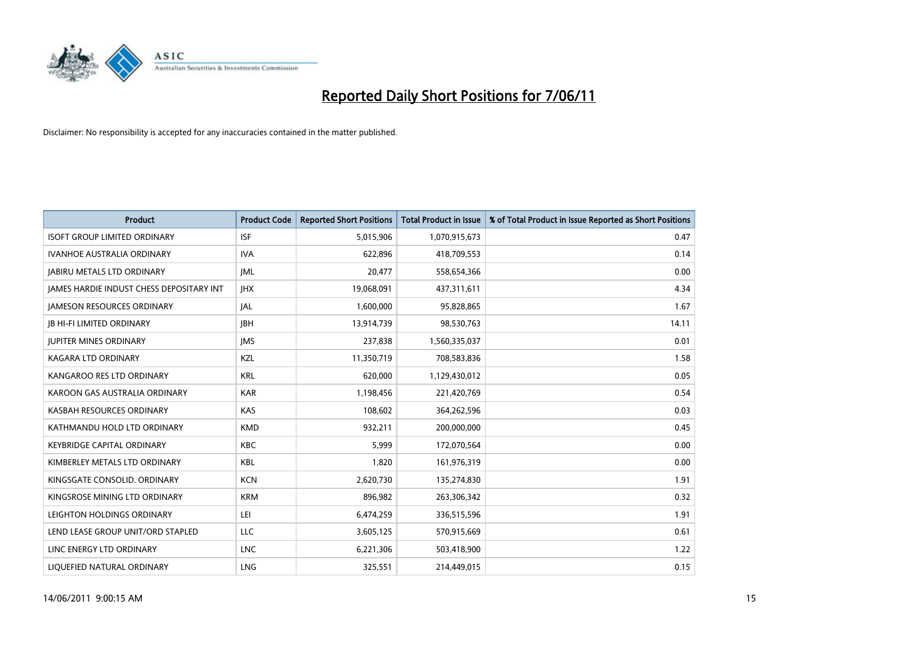# Reported Daily Short Positions for 7/06/11

Disclaimer: No responsibility is accepted for any inaccuracies contained in the matter published.

| Product | Product Code | Reported Short Positions | Total Product in Issue | % of Total Product in Issue Reported as Short Positions |
|---|---|---|---|---|
| ISOFT GROUP LIMITED ORDINARY | ISF | 5,015,906 | 1,070,915,673 | 0.47 |
| IVANHOE AUSTRALIA ORDINARY | IVA | 622,896 | 418,709,553 | 0.14 |
| JABIRU METALS LTD ORDINARY | JML | 20,477 | 558,654,366 | 0.00 |
| JAMES HARDIE INDUST CHESS DEPOSITARY INT | JHX | 19,068,091 | 437,311,611 | 4.34 |
| JAMESON RESOURCES ORDINARY | JAL | 1,600,000 | 95,828,865 | 1.67 |
| JB HI-FI LIMITED ORDINARY | JBH | 13,914,739 | 98,530,763 | 14.11 |
| JUPITER MINES ORDINARY | JMS | 237,838 | 1,560,335,037 | 0.01 |
| KAGARA LTD ORDINARY | KZL | 11,350,719 | 708,583,836 | 1.58 |
| KANGAROO RES LTD ORDINARY | KRL | 620,000 | 1,129,430,012 | 0.05 |
| KAROON GAS AUSTRALIA ORDINARY | KAR | 1,198,456 | 221,420,769 | 0.54 |
| KASBAH RESOURCES ORDINARY | KAS | 108,602 | 364,262,596 | 0.03 |
| KATHMANDU HOLD LTD ORDINARY | KMD | 932,211 | 200,000,000 | 0.45 |
| KEYBRIDGE CAPITAL ORDINARY | KBC | 5,999 | 172,070,564 | 0.00 |
| KIMBERLEY METALS LTD ORDINARY | KBL | 1,820 | 161,976,319 | 0.00 |
| KINGSGATE CONSOLID. ORDINARY | KCN | 2,620,730 | 135,274,830 | 1.91 |
| KINGSROSE MINING LTD ORDINARY | KRM | 896,982 | 263,306,342 | 0.32 |
| LEIGHTON HOLDINGS ORDINARY | LEI | 6,474,259 | 336,515,596 | 1.91 |
| LEND LEASE GROUP UNIT/ORD STAPLED | LLC | 3,605,125 | 570,915,669 | 0.61 |
| LINC ENERGY LTD ORDINARY | LNC | 6,221,306 | 503,418,900 | 1.22 |
| LIQUEFIED NATURAL ORDINARY | LNG | 325,551 | 214,449,015 | 0.15 |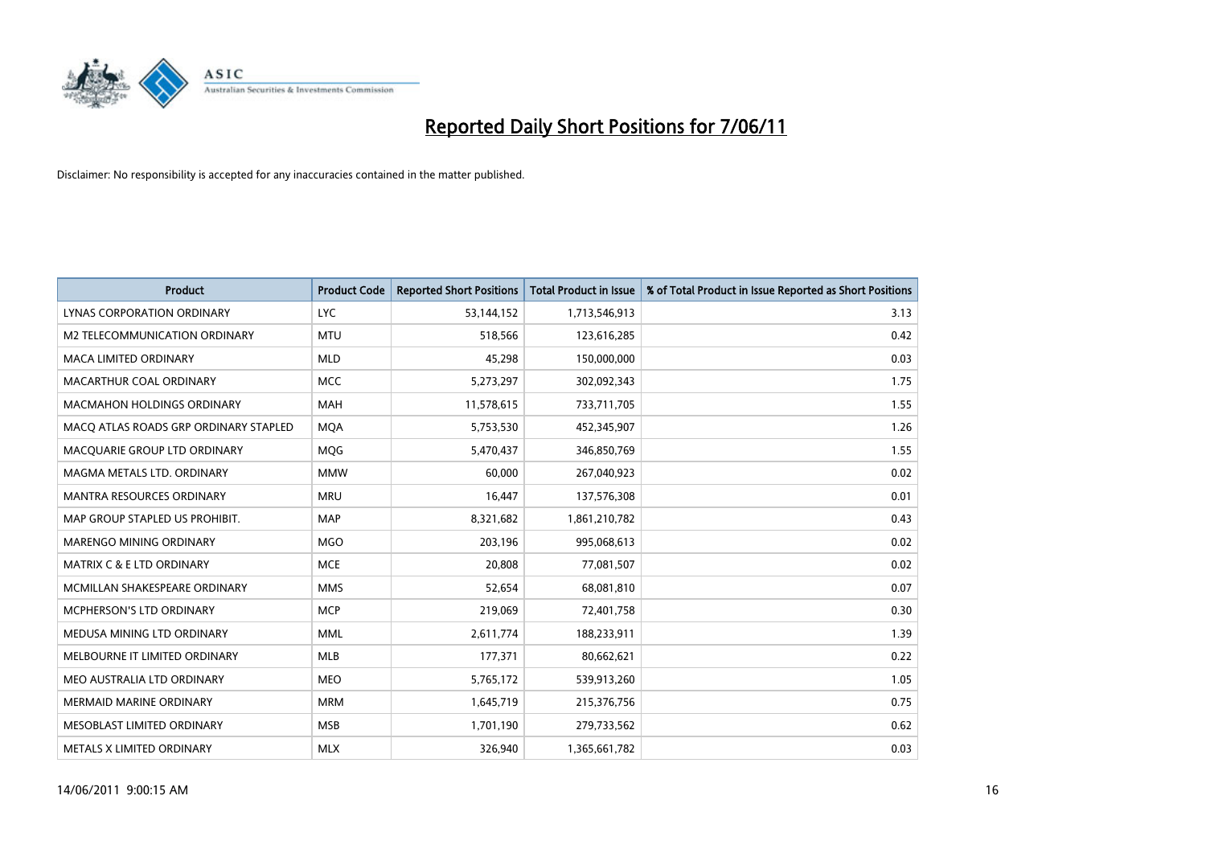# Reported Daily Short Positions for 7/06/11

Disclaimer: No responsibility is accepted for any inaccuracies contained in the matter published.

| Product | Product Code | Reported Short Positions | Total Product in Issue | % of Total Product in Issue Reported as Short Positions |
|---|---|---|---|---|
| LYNAS CORPORATION ORDINARY | LYC | 53,144,152 | 1,713,546,913 | 3.13 |
| M2 TELECOMMUNICATION ORDINARY | MTU | 518,566 | 123,616,285 | 0.42 |
| MACA LIMITED ORDINARY | MLD | 45,298 | 150,000,000 | 0.03 |
| MACARTHUR COAL ORDINARY | MCC | 5,273,297 | 302,092,343 | 1.75 |
| MACMAHON HOLDINGS ORDINARY | MAH | 11,578,615 | 733,711,705 | 1.55 |
| MACQ ATLAS ROADS GRP ORDINARY STAPLED | MQA | 5,753,530 | 452,345,907 | 1.26 |
| MACQUARIE GROUP LTD ORDINARY | MQG | 5,470,437 | 346,850,769 | 1.55 |
| MAGMA METALS LTD. ORDINARY | MMW | 60,000 | 267,040,923 | 0.02 |
| MANTRA RESOURCES ORDINARY | MRU | 16,447 | 137,576,308 | 0.01 |
| MAP GROUP STAPLED US PROHIBIT. | MAP | 8,321,682 | 1,861,210,782 | 0.43 |
| MARENGO MINING ORDINARY | MGO | 203,196 | 995,068,613 | 0.02 |
| MATRIX C & E LTD ORDINARY | MCE | 20,808 | 77,081,507 | 0.02 |
| MCMILLAN SHAKESPEARE ORDINARY | MMS | 52,654 | 68,081,810 | 0.07 |
| MCPHERSON'S LTD ORDINARY | MCP | 219,069 | 72,401,758 | 0.30 |
| MEDUSA MINING LTD ORDINARY | MML | 2,611,774 | 188,233,911 | 1.39 |
| MELBOURNE IT LIMITED ORDINARY | MLB | 177,371 | 80,662,621 | 0.22 |
| MEO AUSTRALIA LTD ORDINARY | MEO | 5,765,172 | 539,913,260 | 1.05 |
| MERMAID MARINE ORDINARY | MRM | 1,645,719 | 215,376,756 | 0.75 |
| MESOBLAST LIMITED ORDINARY | MSB | 1,701,190 | 279,733,562 | 0.62 |
| METALS X LIMITED ORDINARY | MLX | 326,940 | 1,365,661,782 | 0.03 |

14/06/2011 9:00:15 AM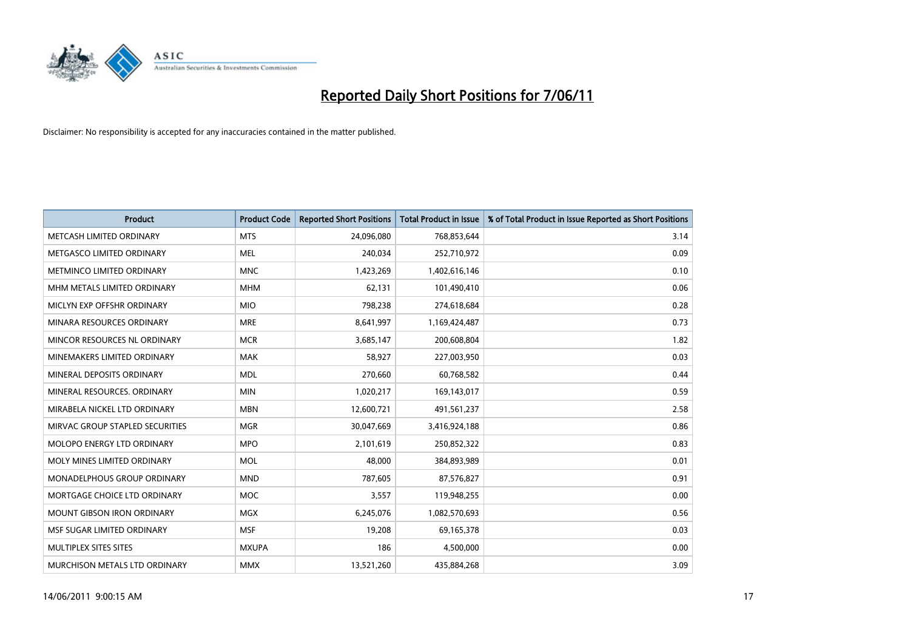# Reported Daily Short Positions for 7/06/11

Disclaimer: No responsibility is accepted for any inaccuracies contained in the matter published.

| Product | Product Code | Reported Short Positions | Total Product in Issue | % of Total Product in Issue Reported as Short Positions |
|---|---|---|---|---|
| METCASH LIMITED ORDINARY | MTS | 24,096,080 | 768,853,644 | 3.14 |
| METGASCO LIMITED ORDINARY | MEL | 240,034 | 252,710,972 | 0.09 |
| METMINCO LIMITED ORDINARY | MNC | 1,423,269 | 1,402,616,146 | 0.10 |
| MHM METALS LIMITED ORDINARY | MHM | 62,131 | 101,490,410 | 0.06 |
| MICLYN EXP OFFSHR ORDINARY | MIO | 798,238 | 274,618,684 | 0.28 |
| MINARA RESOURCES ORDINARY | MRE | 8,641,997 | 1,169,424,487 | 0.73 |
| MINCOR RESOURCES NL ORDINARY | MCR | 3,685,147 | 200,608,804 | 1.82 |
| MINEMAKERS LIMITED ORDINARY | MAK | 58,927 | 227,003,950 | 0.03 |
| MINERAL DEPOSITS ORDINARY | MDL | 270,660 | 60,768,582 | 0.44 |
| MINERAL RESOURCES. ORDINARY | MIN | 1,020,217 | 169,143,017 | 0.59 |
| MIRABELA NICKEL LTD ORDINARY | MBN | 12,600,721 | 491,561,237 | 2.58 |
| MIRVAC GROUP STAPLED SECURITIES | MGR | 30,047,669 | 3,416,924,188 | 0.86 |
| MOLOPO ENERGY LTD ORDINARY | MPO | 2,101,619 | 250,852,322 | 0.83 |
| MOLY MINES LIMITED ORDINARY | MOL | 48,000 | 384,893,989 | 0.01 |
| MONADELPHOUS GROUP ORDINARY | MND | 787,605 | 87,576,827 | 0.91 |
| MORTGAGE CHOICE LTD ORDINARY | MOC | 3,557 | 119,948,255 | 0.00 |
| MOUNT GIBSON IRON ORDINARY | MGX | 6,245,076 | 1,082,570,693 | 0.56 |
| MSF SUGAR LIMITED ORDINARY | MSF | 19,208 | 69,165,378 | 0.03 |
| MULTIPLEX SITES SITES | MXUPA | 186 | 4,500,000 | 0.00 |
| MURCHISON METALS LTD ORDINARY | MMX | 13,521,260 | 435,884,268 | 3.09 |

14/06/2011 9:00:15 AM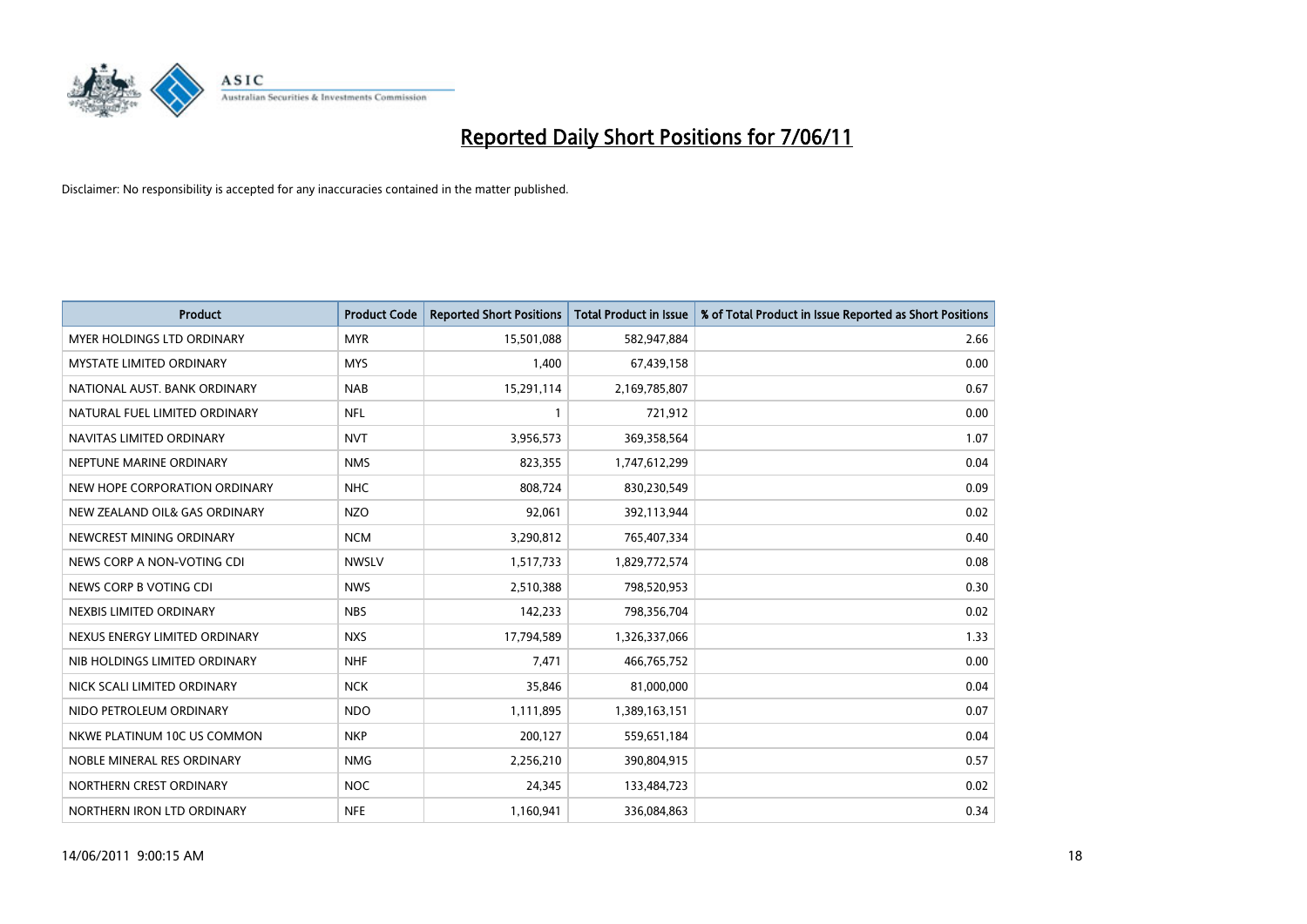# Reported Daily Short Positions for 7/06/11

Disclaimer: No responsibility is accepted for any inaccuracies contained in the matter published.

| Product | Product Code | Reported Short Positions | Total Product in Issue | % of Total Product in Issue Reported as Short Positions |
|---|---|---|---|---|
| MYER HOLDINGS LTD ORDINARY | MYR | 15,501,088 | 582,947,884 | 2.66 |
| MYSTATE LIMITED ORDINARY | MYS | 1,400 | 67,439,158 | 0.00 |
| NATIONAL AUST. BANK ORDINARY | NAB | 15,291,114 | 2,169,785,807 | 0.67 |
| NATURAL FUEL LIMITED ORDINARY | NFL | 1 | 721,912 | 0.00 |
| NAVITAS LIMITED ORDINARY | NVT | 3,956,573 | 369,358,564 | 1.07 |
| NEPTUNE MARINE ORDINARY | NMS | 823,355 | 1,747,612,299 | 0.04 |
| NEW HOPE CORPORATION ORDINARY | NHC | 808,724 | 830,230,549 | 0.09 |
| NEW ZEALAND OIL& GAS ORDINARY | NZO | 92,061 | 392,113,944 | 0.02 |
| NEWCREST MINING ORDINARY | NCM | 3,290,812 | 765,407,334 | 0.40 |
| NEWS CORP A NON-VOTING CDI | NWSLV | 1,517,733 | 1,829,772,574 | 0.08 |
| NEWS CORP B VOTING CDI | NWS | 2,510,388 | 798,520,953 | 0.30 |
| NEXBIS LIMITED ORDINARY | NBS | 142,233 | 798,356,704 | 0.02 |
| NEXUS ENERGY LIMITED ORDINARY | NXS | 17,794,589 | 1,326,337,066 | 1.33 |
| NIB HOLDINGS LIMITED ORDINARY | NHF | 7,471 | 466,765,752 | 0.00 |
| NICK SCALI LIMITED ORDINARY | NCK | 35,846 | 81,000,000 | 0.04 |
| NIDO PETROLEUM ORDINARY | NDO | 1,111,895 | 1,389,163,151 | 0.07 |
| NKWE PLATINUM 10C US COMMON | NKP | 200,127 | 559,651,184 | 0.04 |
| NOBLE MINERAL RES ORDINARY | NMG | 2,256,210 | 390,804,915 | 0.57 |
| NORTHERN CREST ORDINARY | NOC | 24,345 | 133,484,723 | 0.02 |
| NORTHERN IRON LTD ORDINARY | NFE | 1,160,941 | 336,084,863 | 0.34 |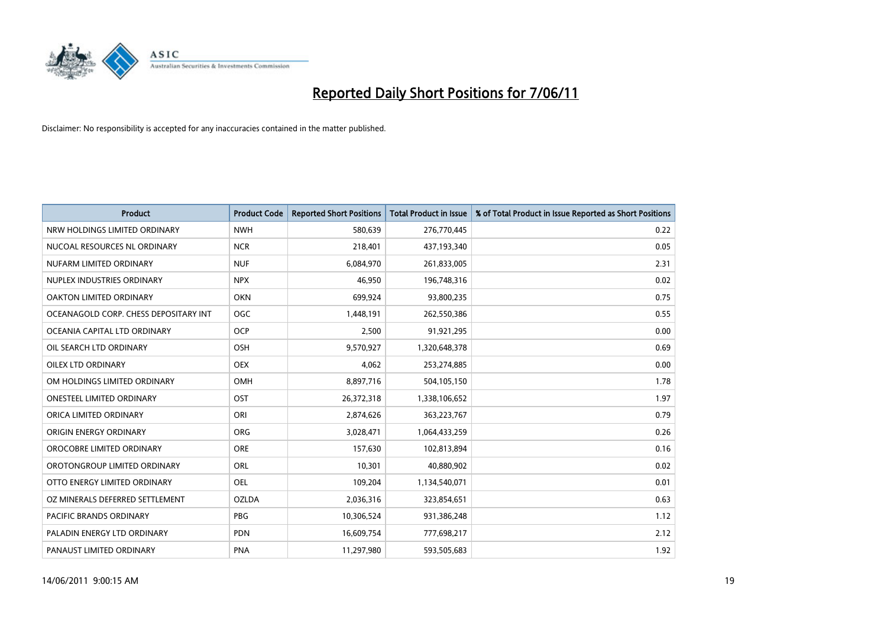# Reported Daily Short Positions for 7/06/11

Disclaimer: No responsibility is accepted for any inaccuracies contained in the matter published.

| Product | Product Code | Reported Short Positions | Total Product in Issue | % of Total Product in Issue Reported as Short Positions |
|---|---|---|---|---|
| NRW HOLDINGS LIMITED ORDINARY | NWH | 580,639 | 276,770,445 | 0.22 |
| NUCOAL RESOURCES NL ORDINARY | NCR | 218,401 | 437,193,340 | 0.05 |
| NUFARM LIMITED ORDINARY | NUF | 6,084,970 | 261,833,005 | 2.31 |
| NUPLEX INDUSTRIES ORDINARY | NPX | 46,950 | 196,748,316 | 0.02 |
| OAKTON LIMITED ORDINARY | OKN | 699,924 | 93,800,235 | 0.75 |
| OCEANAGOLD CORP. CHESS DEPOSITARY INT | OGC | 1,448,191 | 262,550,386 | 0.55 |
| OCEANIA CAPITAL LTD ORDINARY | OCP | 2,500 | 91,921,295 | 0.00 |
| OIL SEARCH LTD ORDINARY | OSH | 9,570,927 | 1,320,648,378 | 0.69 |
| OILEX LTD ORDINARY | OEX | 4,062 | 253,274,885 | 0.00 |
| OM HOLDINGS LIMITED ORDINARY | OMH | 8,897,716 | 504,105,150 | 1.78 |
| ONESTEEL LIMITED ORDINARY | OST | 26,372,318 | 1,338,106,652 | 1.97 |
| ORICA LIMITED ORDINARY | ORI | 2,874,626 | 363,223,767 | 0.79 |
| ORIGIN ENERGY ORDINARY | ORG | 3,028,471 | 1,064,433,259 | 0.26 |
| OROCOBRE LIMITED ORDINARY | ORE | 157,630 | 102,813,894 | 0.16 |
| OROTONGROUP LIMITED ORDINARY | ORL | 10,301 | 40,880,902 | 0.02 |
| OTTO ENERGY LIMITED ORDINARY | OEL | 109,204 | 1,134,540,071 | 0.01 |
| OZ MINERALS DEFERRED SETTLEMENT | OZLDA | 2,036,316 | 323,854,651 | 0.63 |
| PACIFIC BRANDS ORDINARY | PBG | 10,306,524 | 931,386,248 | 1.12 |
| PALADIN ENERGY LTD ORDINARY | PDN | 16,609,754 | 777,698,217 | 2.12 |
| PANAUST LIMITED ORDINARY | PNA | 11,297,980 | 593,505,683 | 1.92 |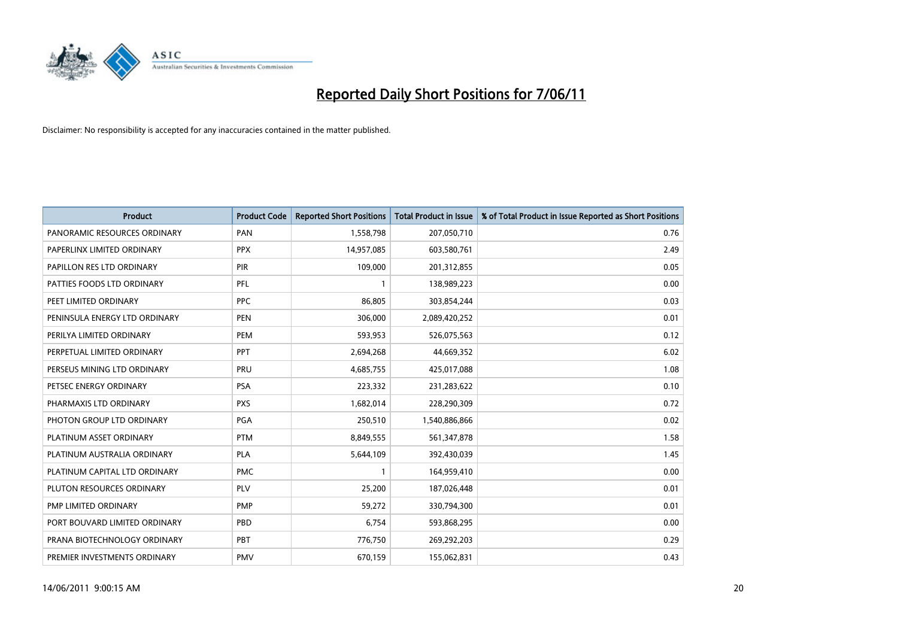# Reported Daily Short Positions for 7/06/11

Disclaimer: No responsibility is accepted for any inaccuracies contained in the matter published.

| Product | Product Code | Reported Short Positions | Total Product in Issue | % of Total Product in Issue Reported as Short Positions |
|---|---|---|---|---|
| PANORAMIC RESOURCES ORDINARY | PAN | 1,558,798 | 207,050,710 | 0.76 |
| PAPERLINX LIMITED ORDINARY | PPX | 14,957,085 | 603,580,761 | 2.49 |
| PAPILLON RES LTD ORDINARY | PIR | 109,000 | 201,312,855 | 0.05 |
| PATTIES FOODS LTD ORDINARY | PFL | 1 | 138,989,223 | 0.00 |
| PEET LIMITED ORDINARY | PPC | 86,805 | 303,854,244 | 0.03 |
| PENINSULA ENERGY LTD ORDINARY | PEN | 306,000 | 2,089,420,252 | 0.01 |
| PERILYA LIMITED ORDINARY | PEM | 593,953 | 526,075,563 | 0.12 |
| PERPETUAL LIMITED ORDINARY | PPT | 2,694,268 | 44,669,352 | 6.02 |
| PERSEUS MINING LTD ORDINARY | PRU | 4,685,755 | 425,017,088 | 1.08 |
| PETSEC ENERGY ORDINARY | PSA | 223,332 | 231,283,622 | 0.10 |
| PHARMAXIS LTD ORDINARY | PXS | 1,682,014 | 228,290,309 | 0.72 |
| PHOTON GROUP LTD ORDINARY | PGA | 250,510 | 1,540,886,866 | 0.02 |
| PLATINUM ASSET ORDINARY | PTM | 8,849,555 | 561,347,878 | 1.58 |
| PLATINUM AUSTRALIA ORDINARY | PLA | 5,644,109 | 392,430,039 | 1.45 |
| PLATINUM CAPITAL LTD ORDINARY | PMC | 1 | 164,959,410 | 0.00 |
| PLUTON RESOURCES ORDINARY | PLV | 25,200 | 187,026,448 | 0.01 |
| PMP LIMITED ORDINARY | PMP | 59,272 | 330,794,300 | 0.01 |
| PORT BOUVARD LIMITED ORDINARY | PBD | 6,754 | 593,868,295 | 0.00 |
| PRANA BIOTECHNOLOGY ORDINARY | PBT | 776,750 | 269,292,203 | 0.29 |
| PREMIER INVESTMENTS ORDINARY | PMV | 670,159 | 155,062,831 | 0.43 |

14/06/2011 9:00:15 AM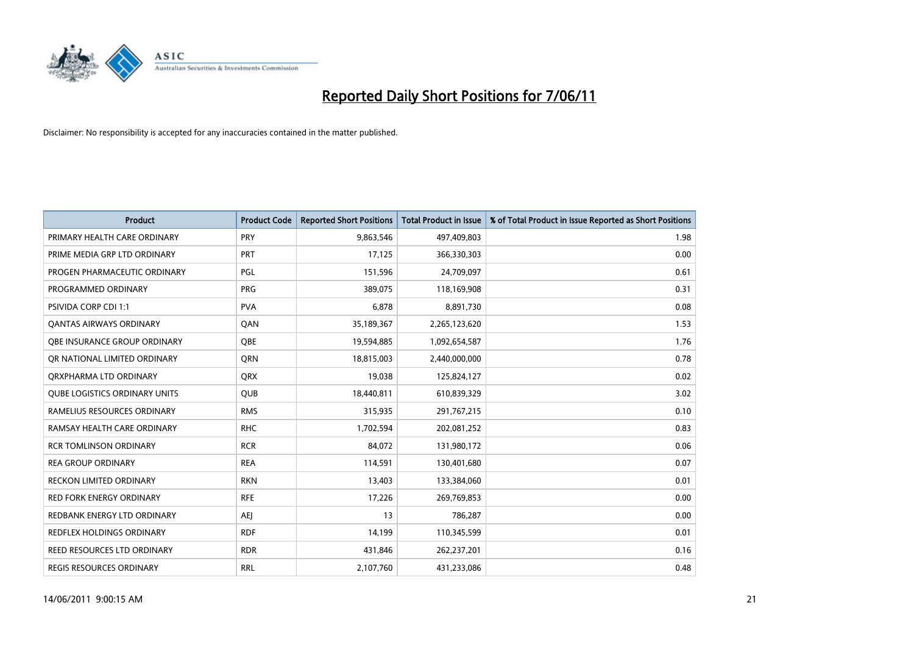# Reported Daily Short Positions for 7/06/11

Disclaimer: No responsibility is accepted for any inaccuracies contained in the matter published.

| Product | Product Code | Reported Short Positions | Total Product in Issue | % of Total Product in Issue Reported as Short Positions |
|---|---|---|---|---|
| PRIMARY HEALTH CARE ORDINARY | PRY | 9,863,546 | 497,409,803 | 1.98 |
| PRIME MEDIA GRP LTD ORDINARY | PRT | 17,125 | 366,330,303 | 0.00 |
| PROGEN PHARMACEUTIC ORDINARY | PGL | 151,596 | 24,709,097 | 0.61 |
| PROGRAMMED ORDINARY | PRG | 389,075 | 118,169,908 | 0.31 |
| PSIVIDA CORP CDI 1:1 | PVA | 6,878 | 8,891,730 | 0.08 |
| QANTAS AIRWAYS ORDINARY | QAN | 35,189,367 | 2,265,123,620 | 1.53 |
| QBE INSURANCE GROUP ORDINARY | QBE | 19,594,885 | 1,092,654,587 | 1.76 |
| QR NATIONAL LIMITED ORDINARY | QRN | 18,815,003 | 2,440,000,000 | 0.78 |
| QRXPHARMA LTD ORDINARY | QRX | 19,038 | 125,824,127 | 0.02 |
| QUBE LOGISTICS ORDINARY UNITS | QUB | 18,440,811 | 610,839,329 | 3.02 |
| RAMELIUS RESOURCES ORDINARY | RMS | 315,935 | 291,767,215 | 0.10 |
| RAMSAY HEALTH CARE ORDINARY | RHC | 1,702,594 | 202,081,252 | 0.83 |
| RCR TOMLINSON ORDINARY | RCR | 84,072 | 131,980,172 | 0.06 |
| REA GROUP ORDINARY | REA | 114,591 | 130,401,680 | 0.07 |
| RECKON LIMITED ORDINARY | RKN | 13,403 | 133,384,060 | 0.01 |
| RED FORK ENERGY ORDINARY | RFE | 17,226 | 269,769,853 | 0.00 |
| REDBANK ENERGY LTD ORDINARY | AEJ | 13 | 786,287 | 0.00 |
| REDFLEX HOLDINGS ORDINARY | RDF | 14,199 | 110,345,599 | 0.01 |
| REED RESOURCES LTD ORDINARY | RDR | 431,846 | 262,237,201 | 0.16 |
| REGIS RESOURCES ORDINARY | RRL | 2,107,760 | 431,233,086 | 0.48 |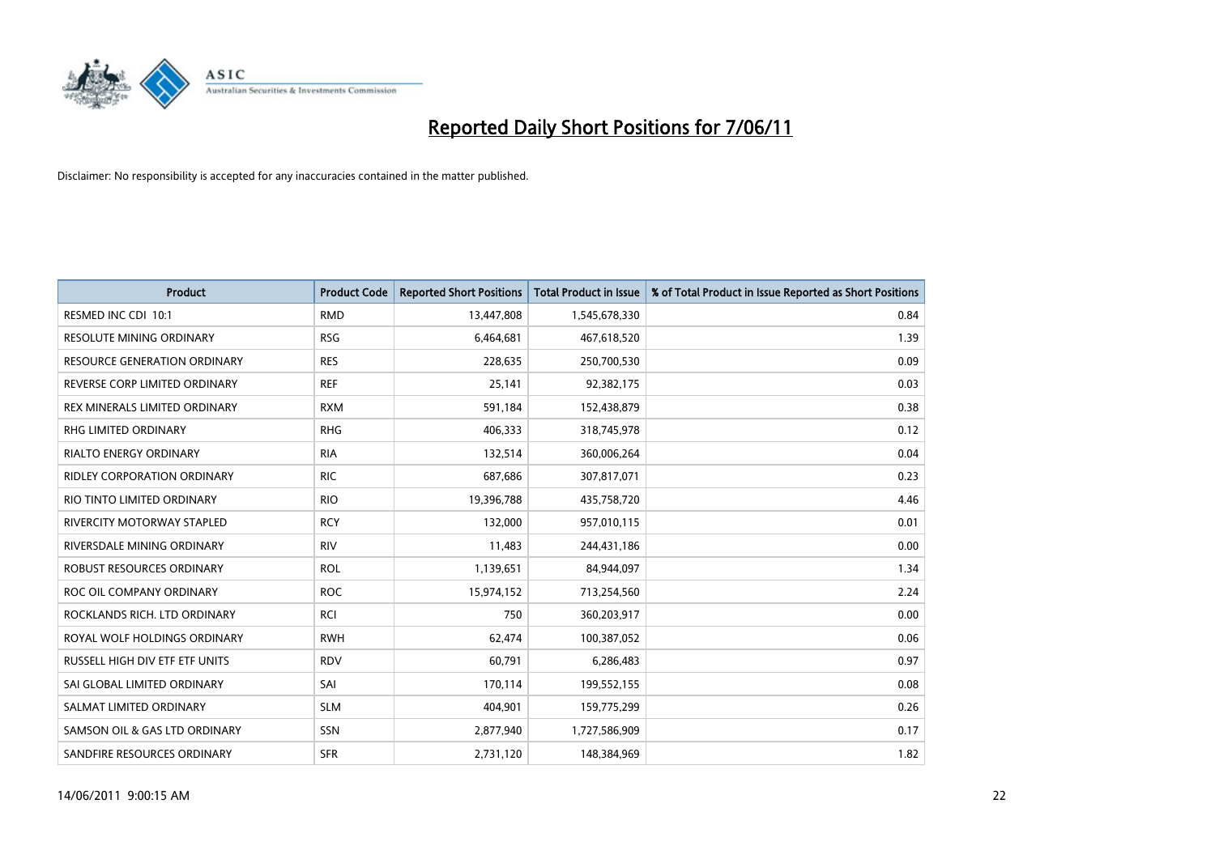# Reported Daily Short Positions for 7/06/11

Disclaimer: No responsibility is accepted for any inaccuracies contained in the matter published.

| Product | Product Code | Reported Short Positions | Total Product in Issue | % of Total Product in Issue Reported as Short Positions |
|---|---|---|---|---|
| RESMED INC CDI 10:1 | RMD | 13,447,808 | 1,545,678,330 | 0.84 |
| RESOLUTE MINING ORDINARY | RSG | 6,464,681 | 467,618,520 | 1.39 |
| RESOURCE GENERATION ORDINARY | RES | 228,635 | 250,700,530 | 0.09 |
| REVERSE CORP LIMITED ORDINARY | REF | 25,141 | 92,382,175 | 0.03 |
| REX MINERALS LIMITED ORDINARY | RXM | 591,184 | 152,438,879 | 0.38 |
| RHG LIMITED ORDINARY | RHG | 406,333 | 318,745,978 | 0.12 |
| RIALTO ENERGY ORDINARY | RIA | 132,514 | 360,006,264 | 0.04 |
| RIDLEY CORPORATION ORDINARY | RIC | 687,686 | 307,817,071 | 0.23 |
| RIO TINTO LIMITED ORDINARY | RIO | 19,396,788 | 435,758,720 | 4.46 |
| RIVERCITY MOTORWAY STAPLED | RCY | 132,000 | 957,010,115 | 0.01 |
| RIVERSDALE MINING ORDINARY | RIV | 11,483 | 244,431,186 | 0.00 |
| ROBUST RESOURCES ORDINARY | ROL | 1,139,651 | 84,944,097 | 1.34 |
| ROC OIL COMPANY ORDINARY | ROC | 15,974,152 | 713,254,560 | 2.24 |
| ROCKLANDS RICH. LTD ORDINARY | RCI | 750 | 360,203,917 | 0.00 |
| ROYAL WOLF HOLDINGS ORDINARY | RWH | 62,474 | 100,387,052 | 0.06 |
| RUSSELL HIGH DIV ETF ETF UNITS | RDV | 60,791 | 6,286,483 | 0.97 |
| SAI GLOBAL LIMITED ORDINARY | SAI | 170,114 | 199,552,155 | 0.08 |
| SALMAT LIMITED ORDINARY | SLM | 404,901 | 159,775,299 | 0.26 |
| SAMSON OIL & GAS LTD ORDINARY | SSN | 2,877,940 | 1,727,586,909 | 0.17 |
| SANDFIRE RESOURCES ORDINARY | SFR | 2,731,120 | 148,384,969 | 1.82 |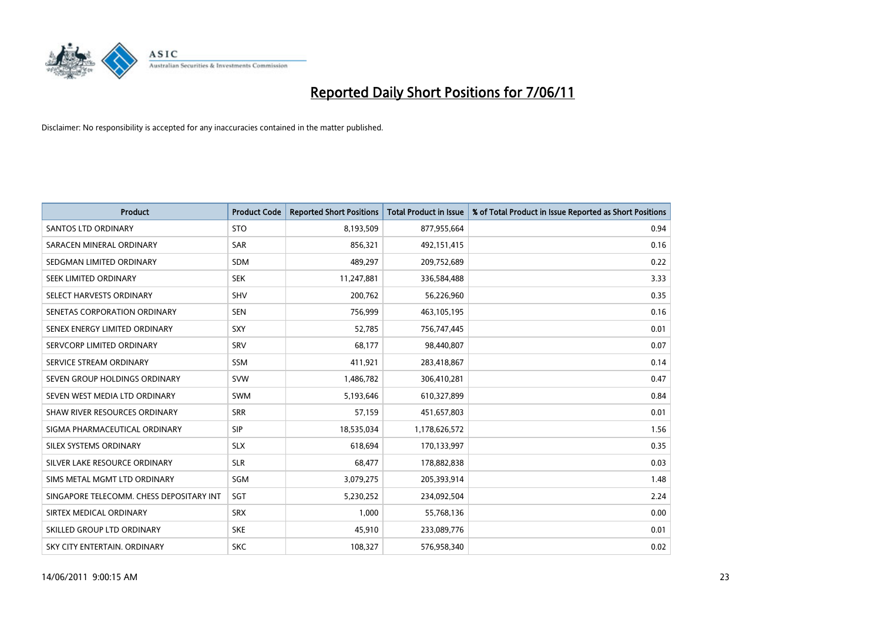# Reported Daily Short Positions for 7/06/11

Disclaimer: No responsibility is accepted for any inaccuracies contained in the matter published.

| Product | Product Code | Reported Short Positions | Total Product in Issue | % of Total Product in Issue Reported as Short Positions |
|---|---|---|---|---|
| SANTOS LTD ORDINARY | STO | 8,193,509 | 877,955,664 | 0.94 |
| SARACEN MINERAL ORDINARY | SAR | 856,321 | 492,151,415 | 0.16 |
| SEDGMAN LIMITED ORDINARY | SDM | 489,297 | 209,752,689 | 0.22 |
| SEEK LIMITED ORDINARY | SEK | 11,247,881 | 336,584,488 | 3.33 |
| SELECT HARVESTS ORDINARY | SHV | 200,762 | 56,226,960 | 0.35 |
| SENETAS CORPORATION ORDINARY | SEN | 756,999 | 463,105,195 | 0.16 |
| SENEX ENERGY LIMITED ORDINARY | SXY | 52,785 | 756,747,445 | 0.01 |
| SERVCORP LIMITED ORDINARY | SRV | 68,177 | 98,440,807 | 0.07 |
| SERVICE STREAM ORDINARY | SSM | 411,921 | 283,418,867 | 0.14 |
| SEVEN GROUP HOLDINGS ORDINARY | SVW | 1,486,782 | 306,410,281 | 0.47 |
| SEVEN WEST MEDIA LTD ORDINARY | SWM | 5,193,646 | 610,327,899 | 0.84 |
| SHAW RIVER RESOURCES ORDINARY | SRR | 57,159 | 451,657,803 | 0.01 |
| SIGMA PHARMACEUTICAL ORDINARY | SIP | 18,535,034 | 1,178,626,572 | 1.56 |
| SILEX SYSTEMS ORDINARY | SLX | 618,694 | 170,133,997 | 0.35 |
| SILVER LAKE RESOURCE ORDINARY | SLR | 68,477 | 178,882,838 | 0.03 |
| SIMS METAL MGMT LTD ORDINARY | SGM | 3,079,275 | 205,393,914 | 1.48 |
| SINGAPORE TELECOMM. CHESS DEPOSITARY INT | SGT | 5,230,252 | 234,092,504 | 2.24 |
| SIRTEX MEDICAL ORDINARY | SRX | 1,000 | 55,768,136 | 0.00 |
| SKILLED GROUP LTD ORDINARY | SKE | 45,910 | 233,089,776 | 0.01 |
| SKY CITY ENTERTAIN. ORDINARY | SKC | 108,327 | 576,958,340 | 0.02 |

14/06/2011 9:00:15 AM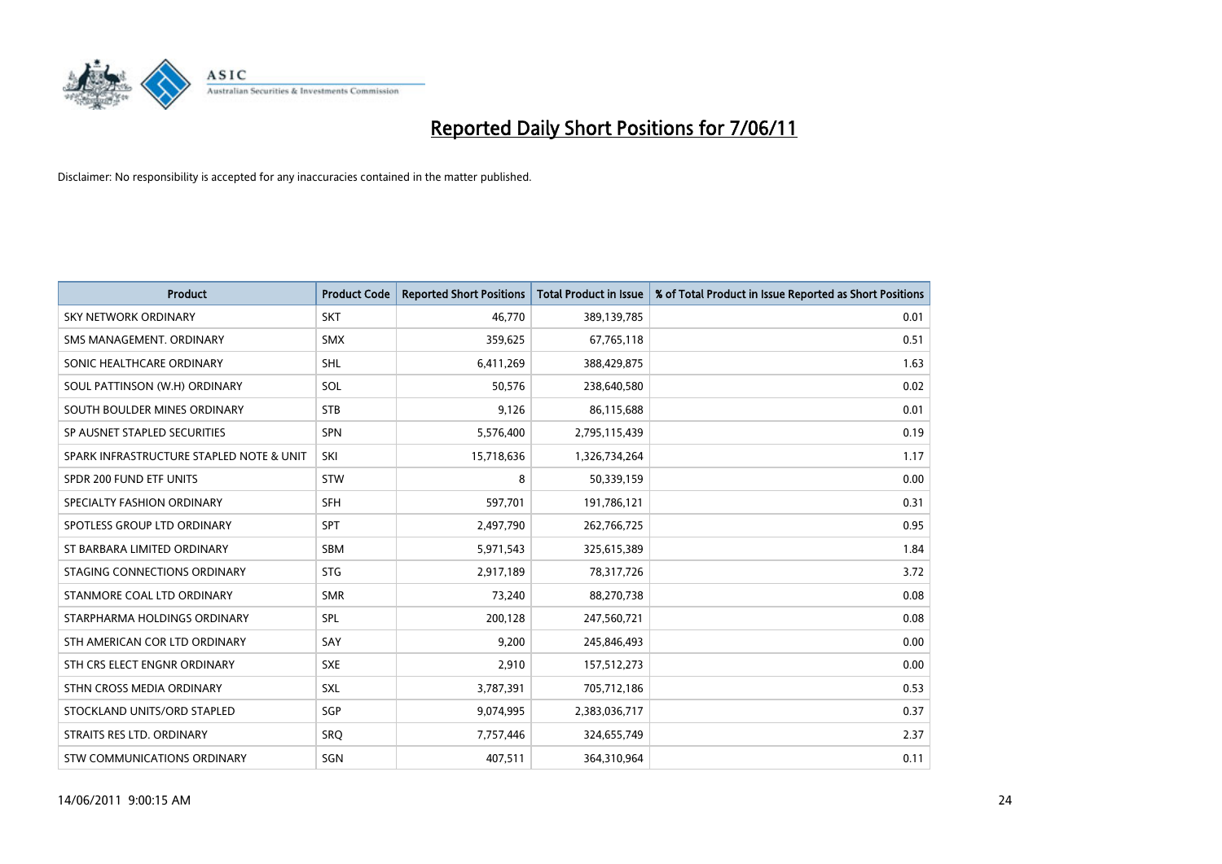# Reported Daily Short Positions for 7/06/11

Disclaimer: No responsibility is accepted for any inaccuracies contained in the matter published.

| Product | Product Code | Reported Short Positions | Total Product in Issue | % of Total Product in Issue Reported as Short Positions |
|---|---|---|---|---|
| SKY NETWORK ORDINARY | SKT | 46,770 | 389,139,785 | 0.01 |
| SMS MANAGEMENT. ORDINARY | SMX | 359,625 | 67,765,118 | 0.51 |
| SONIC HEALTHCARE ORDINARY | SHL | 6,411,269 | 388,429,875 | 1.63 |
| SOUL PATTINSON (W.H) ORDINARY | SOL | 50,576 | 238,640,580 | 0.02 |
| SOUTH BOULDER MINES ORDINARY | STB | 9,126 | 86,115,688 | 0.01 |
| SP AUSNET STAPLED SECURITIES | SPN | 5,576,400 | 2,795,115,439 | 0.19 |
| SPARK INFRASTRUCTURE STAPLED NOTE & UNIT | SKI | 15,718,636 | 1,326,734,264 | 1.17 |
| SPDR 200 FUND ETF UNITS | STW | 8 | 50,339,159 | 0.00 |
| SPECIALTY FASHION ORDINARY | SFH | 597,701 | 191,786,121 | 0.31 |
| SPOTLESS GROUP LTD ORDINARY | SPT | 2,497,790 | 262,766,725 | 0.95 |
| ST BARBARA LIMITED ORDINARY | SBM | 5,971,543 | 325,615,389 | 1.84 |
| STAGING CONNECTIONS ORDINARY | STG | 2,917,189 | 78,317,726 | 3.72 |
| STANMORE COAL LTD ORDINARY | SMR | 73,240 | 88,270,738 | 0.08 |
| STARPHARMA HOLDINGS ORDINARY | SPL | 200,128 | 247,560,721 | 0.08 |
| STH AMERICAN COR LTD ORDINARY | SAY | 9,200 | 245,846,493 | 0.00 |
| STH CRS ELECT ENGNR ORDINARY | SXE | 2,910 | 157,512,273 | 0.00 |
| STHN CROSS MEDIA ORDINARY | SXL | 3,787,391 | 705,712,186 | 0.53 |
| STOCKLAND UNITS/ORD STAPLED | SGP | 9,074,995 | 2,383,036,717 | 0.37 |
| STRAITS RES LTD. ORDINARY | SRQ | 7,757,446 | 324,655,749 | 2.37 |
| STW COMMUNICATIONS ORDINARY | SGN | 407,511 | 364,310,964 | 0.11 |

14/06/2011 9:00:15 AM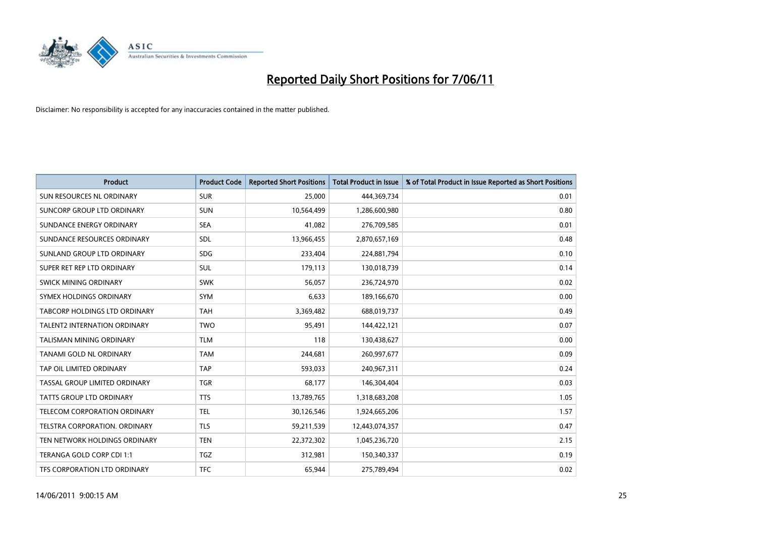# Reported Daily Short Positions for 7/06/11

Disclaimer: No responsibility is accepted for any inaccuracies contained in the matter published.

| Product | Product Code | Reported Short Positions | Total Product in Issue | % of Total Product in Issue Reported as Short Positions |
|---|---|---|---|---|
| SUN RESOURCES NL ORDINARY | SUR | 25,000 | 444,369,734 | 0.01 |
| SUNCORP GROUP LTD ORDINARY | SUN | 10,564,499 | 1,286,600,980 | 0.80 |
| SUNDANCE ENERGY ORDINARY | SEA | 41,082 | 276,709,585 | 0.01 |
| SUNDANCE RESOURCES ORDINARY | SDL | 13,966,455 | 2,870,657,169 | 0.48 |
| SUNLAND GROUP LTD ORDINARY | SDG | 233,404 | 224,881,794 | 0.10 |
| SUPER RET REP LTD ORDINARY | SUL | 179,113 | 130,018,739 | 0.14 |
| SWICK MINING ORDINARY | SWK | 56,057 | 236,724,970 | 0.02 |
| SYMEX HOLDINGS ORDINARY | SYM | 6,633 | 189,166,670 | 0.00 |
| TABCORP HOLDINGS LTD ORDINARY | TAH | 3,369,482 | 688,019,737 | 0.49 |
| TALENT2 INTERNATION ORDINARY | TWO | 95,491 | 144,422,121 | 0.07 |
| TALISMAN MINING ORDINARY | TLM | 118 | 130,438,627 | 0.00 |
| TANAMI GOLD NL ORDINARY | TAM | 244,681 | 260,997,677 | 0.09 |
| TAP OIL LIMITED ORDINARY | TAP | 593,033 | 240,967,311 | 0.24 |
| TASSAL GROUP LIMITED ORDINARY | TGR | 68,177 | 146,304,404 | 0.03 |
| TATTS GROUP LTD ORDINARY | TTS | 13,789,765 | 1,318,683,208 | 1.05 |
| TELECOM CORPORATION ORDINARY | TEL | 30,126,546 | 1,924,665,206 | 1.57 |
| TELSTRA CORPORATION. ORDINARY | TLS | 59,211,539 | 12,443,074,357 | 0.47 |
| TEN NETWORK HOLDINGS ORDINARY | TEN | 22,372,302 | 1,045,236,720 | 2.15 |
| TERANGA GOLD CORP CDI 1:1 | TGZ | 312,981 | 150,340,337 | 0.19 |
| TFS CORPORATION LTD ORDINARY | TFC | 65,944 | 275,789,494 | 0.02 |

14/06/2011 9:00:15 AM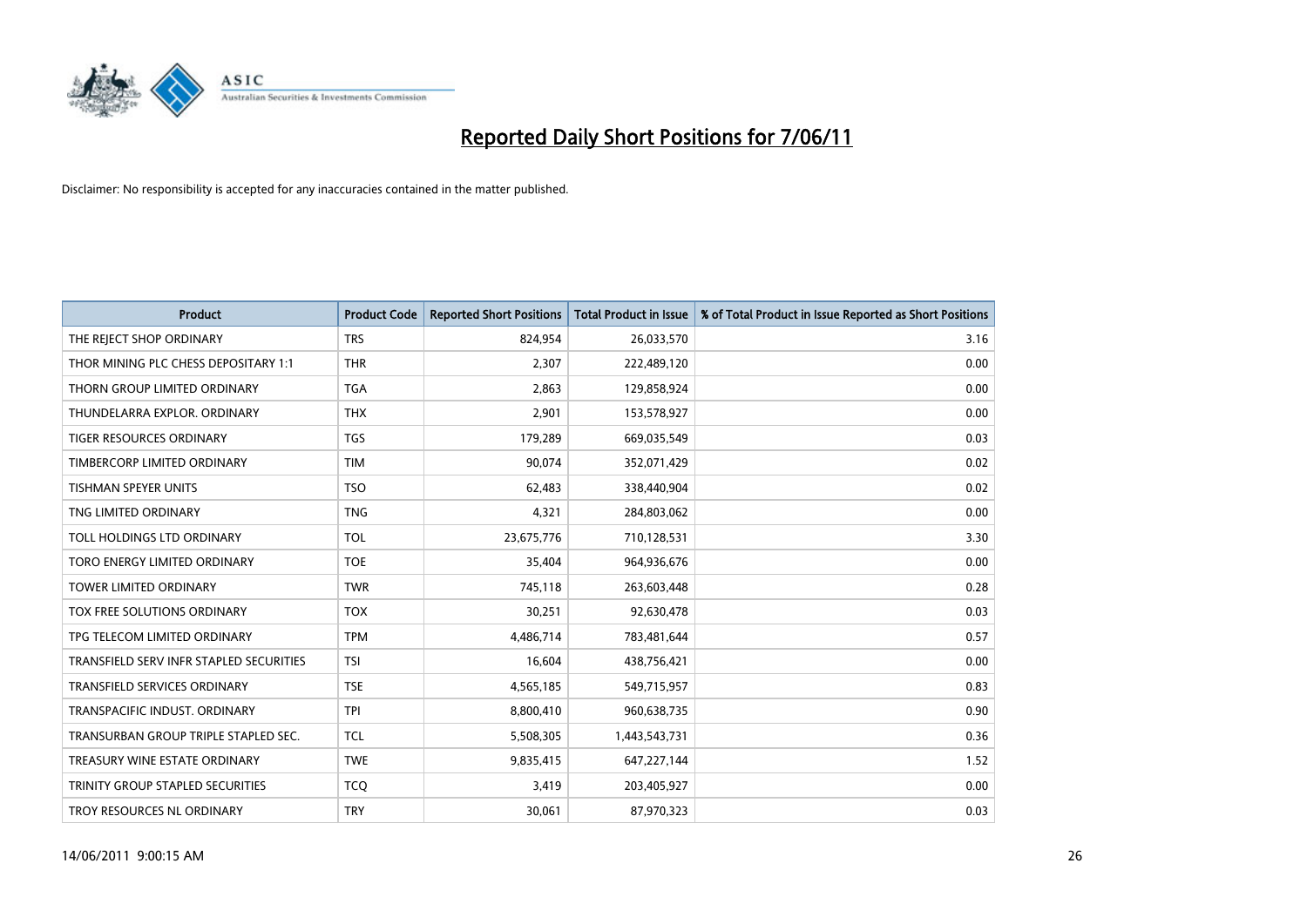# Reported Daily Short Positions for 7/06/11

Disclaimer: No responsibility is accepted for any inaccuracies contained in the matter published.

| Product | Product Code | Reported Short Positions | Total Product in Issue | % of Total Product in Issue Reported as Short Positions |
|---|---|---|---|---|
| THE REJECT SHOP ORDINARY | TRS | 824,954 | 26,033,570 | 3.16 |
| THOR MINING PLC CHESS DEPOSITARY 1:1 | THR | 2,307 | 222,489,120 | 0.00 |
| THORN GROUP LIMITED ORDINARY | TGA | 2,863 | 129,858,924 | 0.00 |
| THUNDELARRA EXPLOR. ORDINARY | THX | 2,901 | 153,578,927 | 0.00 |
| TIGER RESOURCES ORDINARY | TGS | 179,289 | 669,035,549 | 0.03 |
| TIMBERCORP LIMITED ORDINARY | TIM | 90,074 | 352,071,429 | 0.02 |
| TISHMAN SPEYER UNITS | TSO | 62,483 | 338,440,904 | 0.02 |
| TNG LIMITED ORDINARY | TNG | 4,321 | 284,803,062 | 0.00 |
| TOLL HOLDINGS LTD ORDINARY | TOL | 23,675,776 | 710,128,531 | 3.30 |
| TORO ENERGY LIMITED ORDINARY | TOE | 35,404 | 964,936,676 | 0.00 |
| TOWER LIMITED ORDINARY | TWR | 745,118 | 263,603,448 | 0.28 |
| TOX FREE SOLUTIONS ORDINARY | TOX | 30,251 | 92,630,478 | 0.03 |
| TPG TELECOM LIMITED ORDINARY | TPM | 4,486,714 | 783,481,644 | 0.57 |
| TRANSFIELD SERV INFR STAPLED SECURITIES | TSI | 16,604 | 438,756,421 | 0.00 |
| TRANSFIELD SERVICES ORDINARY | TSE | 4,565,185 | 549,715,957 | 0.83 |
| TRANSPACIFIC INDUST. ORDINARY | TPI | 8,800,410 | 960,638,735 | 0.90 |
| TRANSURBAN GROUP TRIPLE STAPLED SEC. | TCL | 5,508,305 | 1,443,543,731 | 0.36 |
| TREASURY WINE ESTATE ORDINARY | TWE | 9,835,415 | 647,227,144 | 1.52 |
| TRINITY GROUP STAPLED SECURITIES | TCQ | 3,419 | 203,405,927 | 0.00 |
| TROY RESOURCES NL ORDINARY | TRY | 30,061 | 87,970,323 | 0.03 |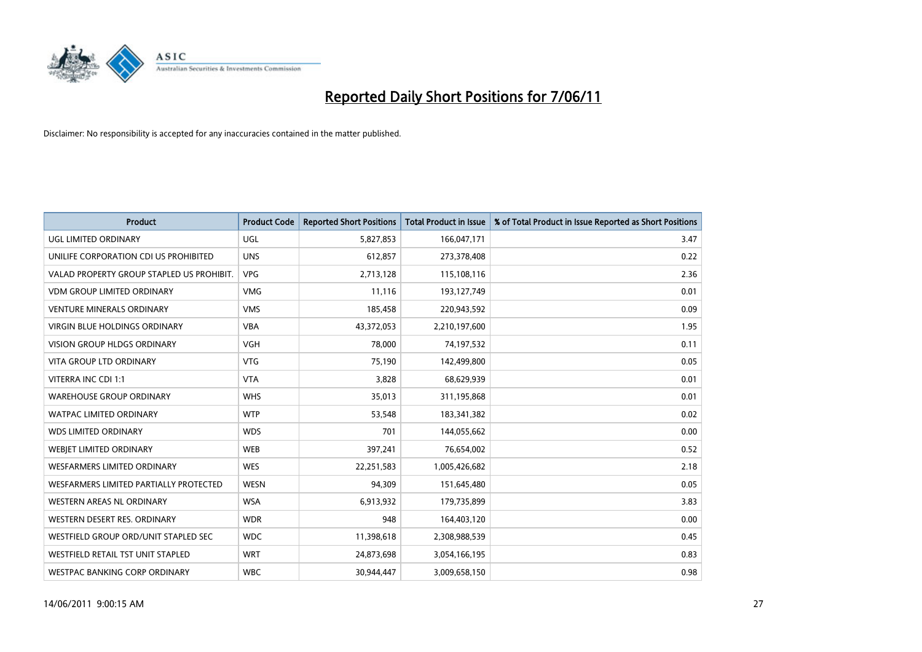# Reported Daily Short Positions for 7/06/11

Disclaimer: No responsibility is accepted for any inaccuracies contained in the matter published.

| Product | Product Code | Reported Short Positions | Total Product in Issue | % of Total Product in Issue Reported as Short Positions |
|---|---|---|---|---|
| UGL LIMITED ORDINARY | UGL | 5,827,853 | 166,047,171 | 3.47 |
| UNILIFE CORPORATION CDI US PROHIBITED | UNS | 612,857 | 273,378,408 | 0.22 |
| VALAD PROPERTY GROUP STAPLED US PROHIBIT. | VPG | 2,713,128 | 115,108,116 | 2.36 |
| VDM GROUP LIMITED ORDINARY | VMG | 11,116 | 193,127,749 | 0.01 |
| VENTURE MINERALS ORDINARY | VMS | 185,458 | 220,943,592 | 0.09 |
| VIRGIN BLUE HOLDINGS ORDINARY | VBA | 43,372,053 | 2,210,197,600 | 1.95 |
| VISION GROUP HLDGS ORDINARY | VGH | 78,000 | 74,197,532 | 0.11 |
| VITA GROUP LTD ORDINARY | VTG | 75,190 | 142,499,800 | 0.05 |
| VITERRA INC CDI 1:1 | VTA | 3,828 | 68,629,939 | 0.01 |
| WAREHOUSE GROUP ORDINARY | WHS | 35,013 | 311,195,868 | 0.01 |
| WATPAC LIMITED ORDINARY | WTP | 53,548 | 183,341,382 | 0.02 |
| WDS LIMITED ORDINARY | WDS | 701 | 144,055,662 | 0.00 |
| WEBJET LIMITED ORDINARY | WEB | 397,241 | 76,654,002 | 0.52 |
| WESFARMERS LIMITED ORDINARY | WES | 22,251,583 | 1,005,426,682 | 2.18 |
| WESFARMERS LIMITED PARTIALLY PROTECTED | WESN | 94,309 | 151,645,480 | 0.05 |
| WESTERN AREAS NL ORDINARY | WSA | 6,913,932 | 179,735,899 | 3.83 |
| WESTERN DESERT RES. ORDINARY | WDR | 948 | 164,403,120 | 0.00 |
| WESTFIELD GROUP ORD/UNIT STAPLED SEC | WDC | 11,398,618 | 2,308,988,539 | 0.45 |
| WESTFIELD RETAIL TST UNIT STAPLED | WRT | 24,873,698 | 3,054,166,195 | 0.83 |
| WESTPAC BANKING CORP ORDINARY | WBC | 30,944,447 | 3,009,658,150 | 0.98 |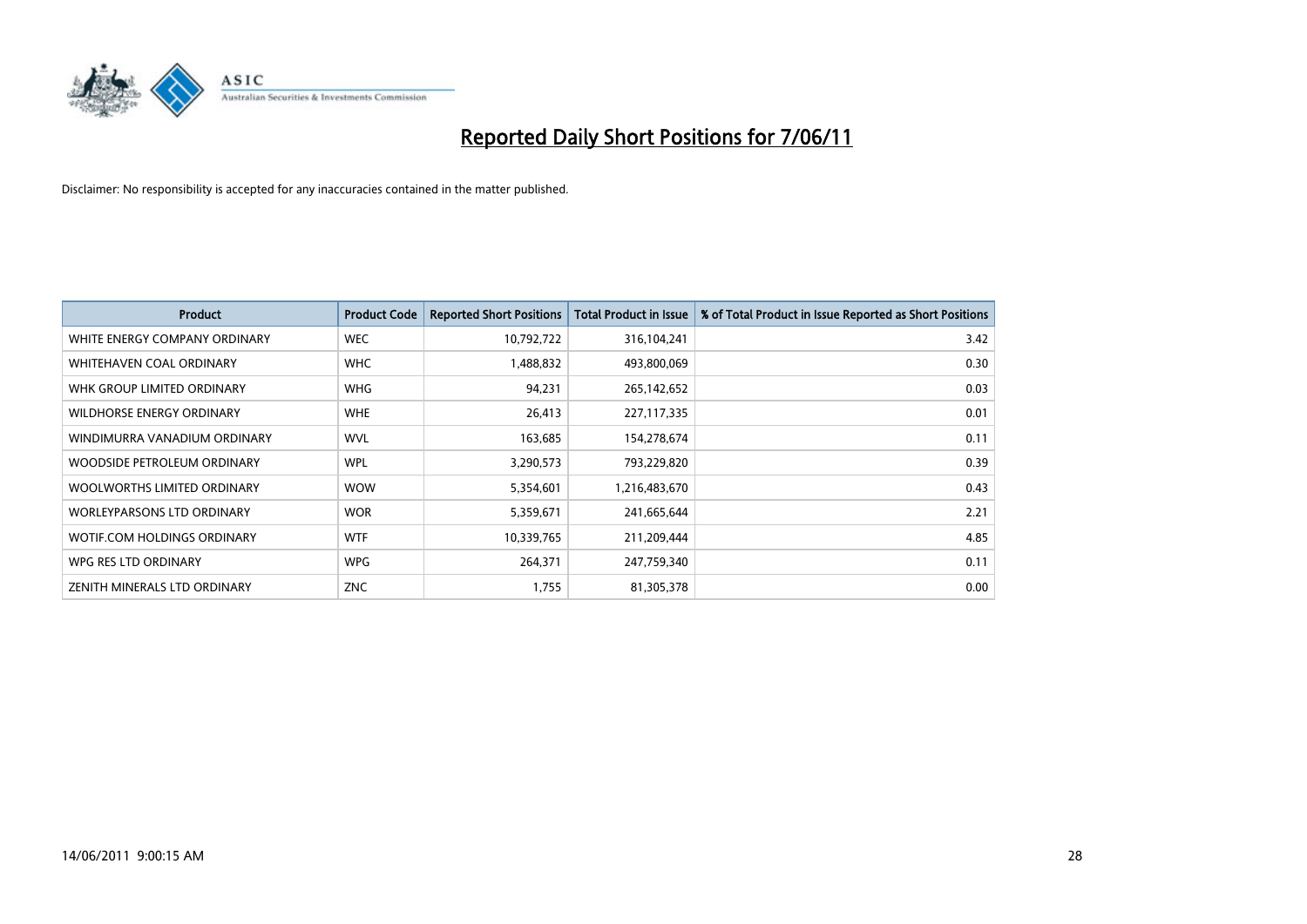# Reported Daily Short Positions for 7/06/11

Disclaimer: No responsibility is accepted for any inaccuracies contained in the matter published.

| Product | Product Code | Reported Short Positions | Total Product in Issue | % of Total Product in Issue Reported as Short Positions |
|---|---|---|---|---|
| WHITE ENERGY COMPANY ORDINARY | WEC | 10,792,722 | 316,104,241 | 3.42 |
| WHITEHAVEN COAL ORDINARY | WHC | 1,488,832 | 493,800,069 | 0.30 |
| WHK GROUP LIMITED ORDINARY | WHG | 94,231 | 265,142,652 | 0.03 |
| WILDHORSE ENERGY ORDINARY | WHE | 26,413 | 227,117,335 | 0.01 |
| WINDIMURRA VANADIUM ORDINARY | WVL | 163,685 | 154,278,674 | 0.11 |
| WOODSIDE PETROLEUM ORDINARY | WPL | 3,290,573 | 793,229,820 | 0.39 |
| WOOLWORTHS LIMITED ORDINARY | WOW | 5,354,601 | 1,216,483,670 | 0.43 |
| WORLEYPARSONS LTD ORDINARY | WOR | 5,359,671 | 241,665,644 | 2.21 |
| WOTIF.COM HOLDINGS ORDINARY | WTF | 10,339,765 | 211,209,444 | 4.85 |
| WPG RES LTD ORDINARY | WPG | 264,371 | 247,759,340 | 0.11 |
| ZENITH MINERALS LTD ORDINARY | ZNC | 1,755 | 81,305,378 | 0.00 |

14/06/2011 9:00:15 AM